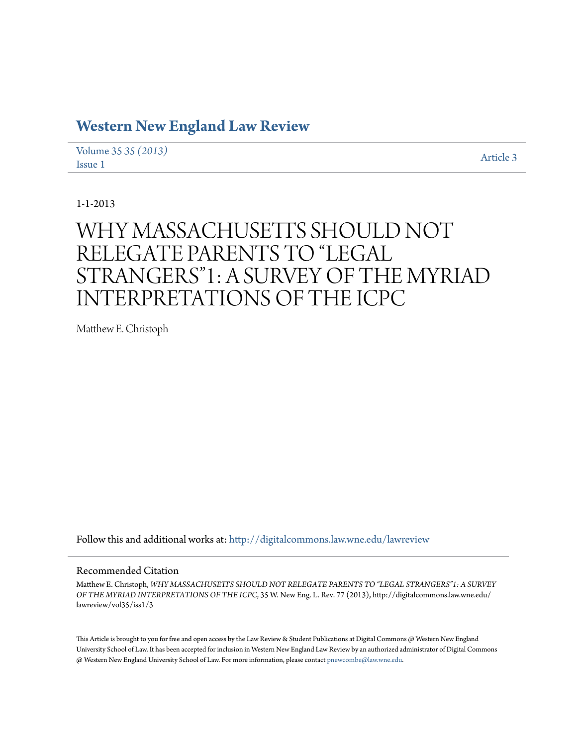# Western New England Law Review

Volume 35 *35 (2013)*
Issue 1

Article 3

1-1-2013

# WHY MASSACHUSETTS SHOULD NOT RELEGATE PARENTS TO "LEGAL STRANGERS"1: A SURVEY OF THE MYRIAD INTERPRETATIONS OF THE ICPC

Matthew E. Christoph

Follow this and additional works at: http://digitalcommons.law.wne.edu/lawreview

## Recommended Citation

Matthew E. Christoph, *WHY MASSACHUSETTS SHOULD NOT RELEGATE PARENTS TO "LEGAL STRANGERS"1: A SURVEY OF THE MYRIAD INTERPRETATIONS OF THE ICPC*, 35 W. New Eng. L. Rev. 77 (2013), http://digitalcommons.law.wne.edu/lawreview/vol35/iss1/3

This Article is brought to you for free and open access by the Law Review & Student Publications at Digital Commons @ Western New England University School of Law. It has been accepted for inclusion in Western New England Law Review by an authorized administrator of Digital Commons @ Western New England University School of Law. For more information, please contact pnewcombe@law.wne.edu.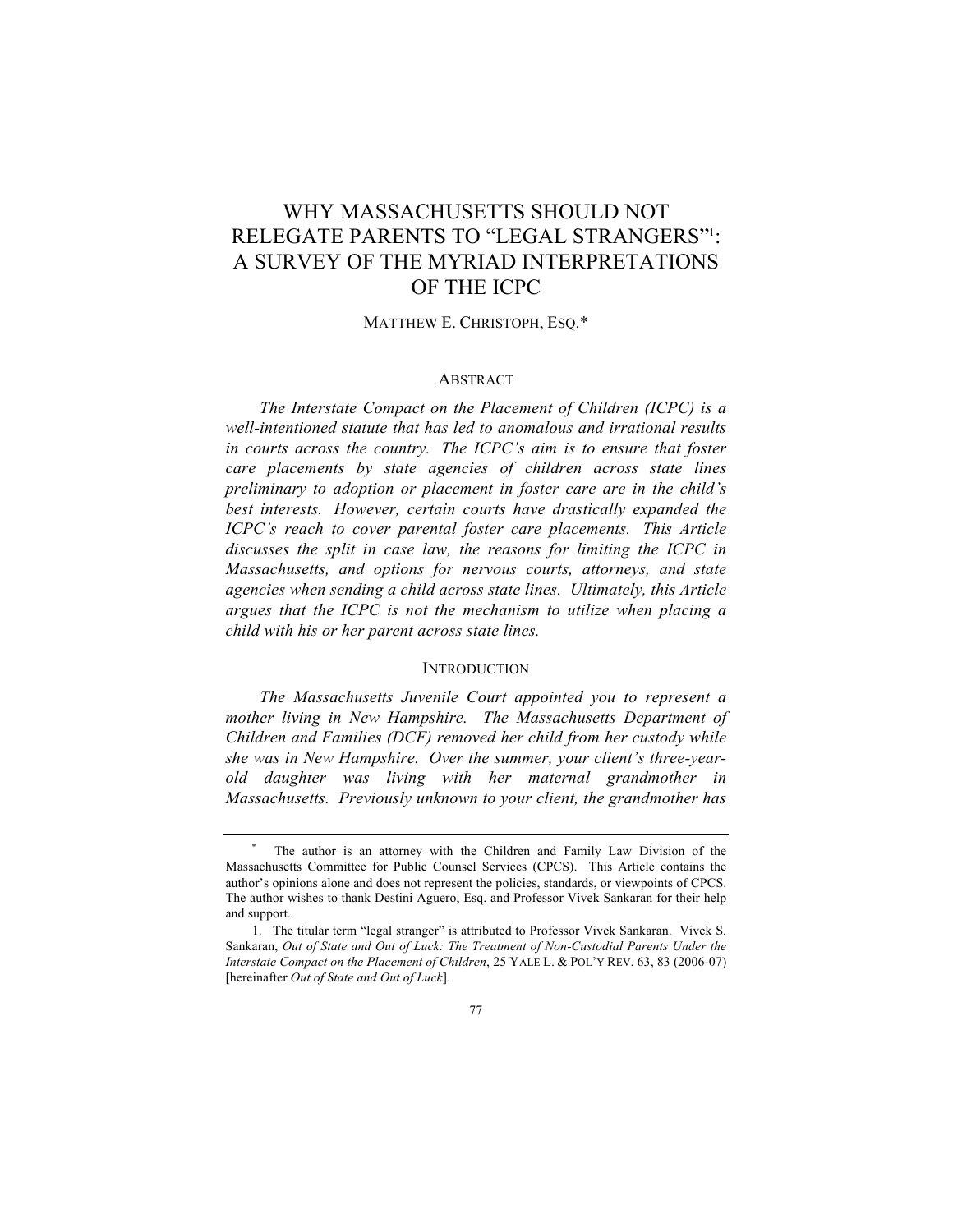# WHY MASSACHUSETTS SHOULD NOT RELEGATE PARENTS TO "LEGAL STRANGERS"[1]: A SURVEY OF THE MYRIAD INTERPRETATIONS OF THE ICPC

MATTHEW E. CHRISTOPH, ESQ.*

## ABSTRACT

*The Interstate Compact on the Placement of Children (ICPC) is a well-intentioned statute that has led to anomalous and irrational results in courts across the country. The ICPC's aim is to ensure that foster care placements by state agencies of children across state lines preliminary to adoption or placement in foster care are in the child's best interests. However, certain courts have drastically expanded the ICPC's reach to cover parental foster care placements. This Article discusses the split in case law, the reasons for limiting the ICPC in Massachusetts, and options for nervous courts, attorneys, and state agencies when sending a child across state lines. Ultimately, this Article argues that the ICPC is not the mechanism to utilize when placing a child with his or her parent across state lines.*

## INTRODUCTION

*The Massachusetts Juvenile Court appointed you to represent a mother living in New Hampshire. The Massachusetts Department of Children and Families (DCF) removed her child from her custody while she was in New Hampshire. Over the summer, your client's three-year-old daughter was living with her maternal grandmother in Massachusetts. Previously unknown to your client, the grandmother has*

---

\* The author is an attorney with the Children and Family Law Division of the Massachusetts Committee for Public Counsel Services (CPCS). This Article contains the author's opinions alone and does not represent the policies, standards, or viewpoints of CPCS. The author wishes to thank Destini Aguero, Esq. and Professor Vivek Sankaran for their help and support.

1. The titular term "legal stranger" is attributed to Professor Vivek Sankaran. Vivek S. Sankaran, *Out of State and Out of Luck: The Treatment of Non-Custodial Parents Under the Interstate Compact on the Placement of Children*, 25 YALE L. & POL'Y REV. 63, 83 (2006-07) [hereinafter *Out of State and Out of Luck*].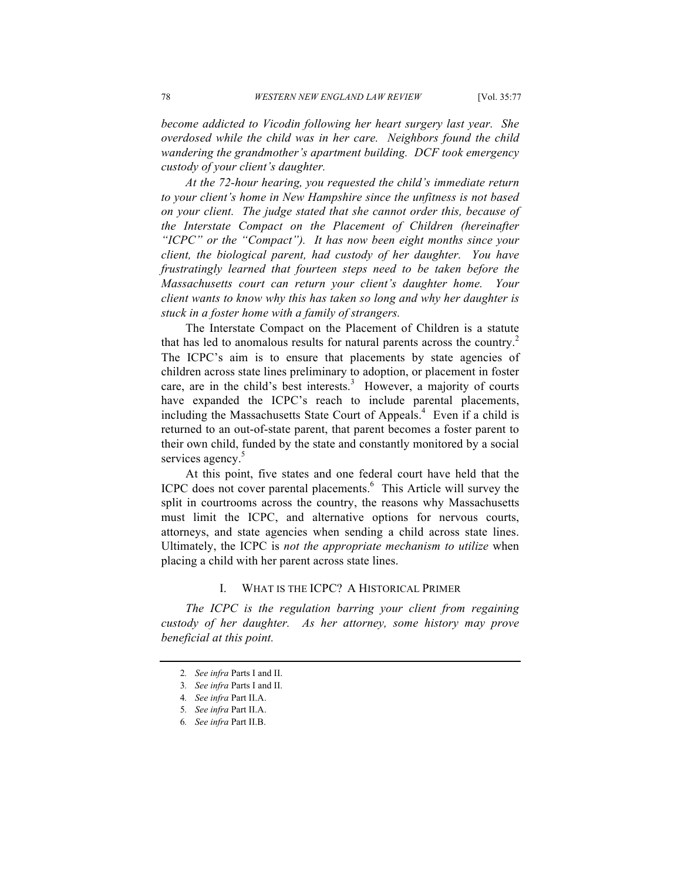*become addicted to Vicodin following her heart surgery last year. She overdosed while the child was in her care. Neighbors found the child wandering the grandmother's apartment building. DCF took emergency custody of your client's daughter.*

*At the 72-hour hearing, you requested the child's immediate return to your client's home in New Hampshire since the unfitness is not based on your client. The judge stated that she cannot order this, because of the Interstate Compact on the Placement of Children (hereinafter "ICPC" or the "Compact"). It has now been eight months since your client, the biological parent, had custody of her daughter. You have frustratingly learned that fourteen steps need to be taken before the Massachusetts court can return your client's daughter home. Your client wants to know why this has taken so long and why her daughter is stuck in a foster home with a family of strangers.*

The Interstate Compact on the Placement of Children is a statute that has led to anomalous results for natural parents across the country.[2] The ICPC's aim is to ensure that placements by state agencies of children across state lines preliminary to adoption, or placement in foster care, are in the child's best interests.[3] However, a majority of courts have expanded the ICPC's reach to include parental placements, including the Massachusetts State Court of Appeals.[4] Even if a child is returned to an out-of-state parent, that parent becomes a foster parent to their own child, funded by the state and constantly monitored by a social services agency.[5]

At this point, five states and one federal court have held that the ICPC does not cover parental placements.[6] This Article will survey the split in courtrooms across the country, the reasons why Massachusetts must limit the ICPC, and alternative options for nervous courts, attorneys, and state agencies when sending a child across state lines. Ultimately, the ICPC is *not the appropriate mechanism to utilize* when placing a child with her parent across state lines.

## I. WHAT IS THE ICPC? A HISTORICAL PRIMER

*The ICPC is the regulation barring your client from regaining custody of her daughter. As her attorney, some history may prove beneficial at this point.*

---

2. *See infra* Parts I and II.

3. *See infra* Parts I and II.

4. *See infra* Part II.A.

5. *See infra* Part II.A.

6. *See infra* Part II.B.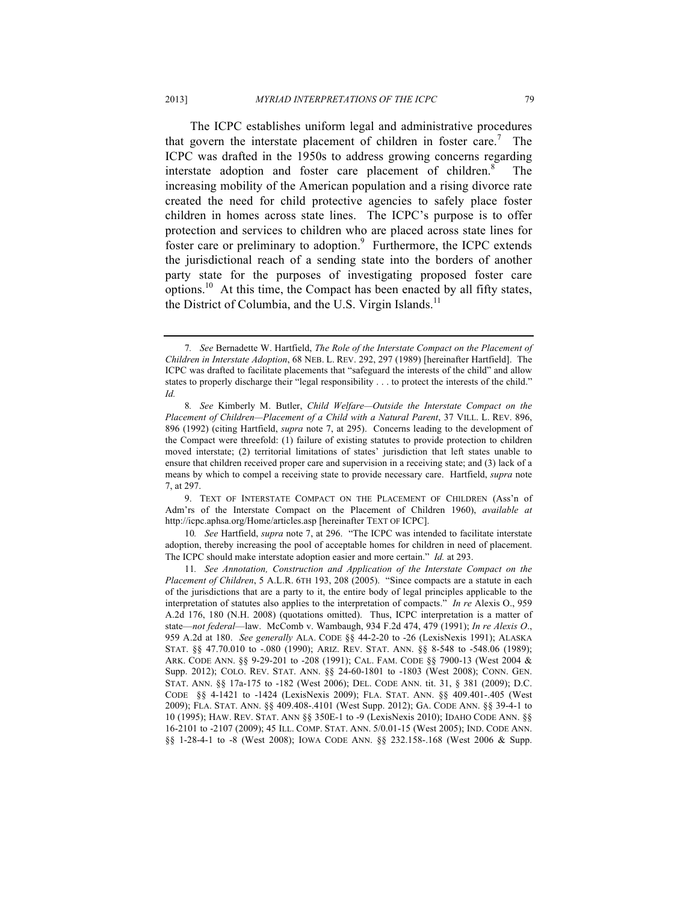The ICPC establishes uniform legal and administrative procedures that govern the interstate placement of children in foster care.[7] The ICPC was drafted in the 1950s to address growing concerns regarding interstate adoption and foster care placement of children.[8] The increasing mobility of the American population and a rising divorce rate created the need for child protective agencies to safely place foster children in homes across state lines. The ICPC's purpose is to offer protection and services to children who are placed across state lines for foster care or preliminary to adoption.[9] Furthermore, the ICPC extends the jurisdictional reach of a sending state into the borders of another party state for the purposes of investigating proposed foster care options.[10] At this time, the Compact has been enacted by all fifty states, the District of Columbia, and the U.S. Virgin Islands.[11]

---

7. *See* Bernadette W. Hartfield, *The Role of the Interstate Compact on the Placement of Children in Interstate Adoption*, 68 NEB. L. REV. 292, 297 (1989) [hereinafter Hartfield]. The ICPC was drafted to facilitate placements that "safeguard the interests of the child" and allow states to properly discharge their "legal responsibility . . . to protect the interests of the child." *Id.*

8. *See* Kimberly M. Butler, *Child Welfare—Outside the Interstate Compact on the Placement of Children—Placement of a Child with a Natural Parent*, 37 VILL. L. REV. 896, 896 (1992) (citing Hartfield, *supra* note 7, at 295). Concerns leading to the development of the Compact were threefold: (1) failure of existing statutes to provide protection to children moved interstate; (2) territorial limitations of states' jurisdiction that left states unable to ensure that children received proper care and supervision in a receiving state; and (3) lack of a means by which to compel a receiving state to provide necessary care. Hartfield, *supra* note 7, at 297.

9. TEXT OF INTERSTATE COMPACT ON THE PLACEMENT OF CHILDREN (Ass'n of Adm'rs of the Interstate Compact on the Placement of Children 1960), *available at* http://icpc.aphsa.org/Home/articles.asp [hereinafter TEXT OF ICPC].

10. *See* Hartfield, *supra* note 7, at 296. "The ICPC was intended to facilitate interstate adoption, thereby increasing the pool of acceptable homes for children in need of placement. The ICPC should make interstate adoption easier and more certain." *Id.* at 293.

11. *See Annotation, Construction and Application of the Interstate Compact on the Placement of Children*, 5 A.L.R. 6TH 193, 208 (2005). "Since compacts are a statute in each of the jurisdictions that are a party to it, the entire body of legal principles applicable to the interpretation of statutes also applies to the interpretation of compacts." *In re* Alexis O., 959 A.2d 176, 180 (N.H. 2008) (quotations omitted). Thus, ICPC interpretation is a matter of state—*not federal*—law. McComb v. Wambaugh, 934 F.2d 474, 479 (1991); *In re Alexis O*., 959 A.2d at 180. *See generally* ALA. CODE §§ 44-2-20 to -26 (LexisNexis 1991); ALASKA STAT. §§ 47.70.010 to -.080 (1990); ARIZ. REV. STAT. ANN. §§ 8-548 to -548.06 (1989); ARK. CODE ANN. §§ 9-29-201 to -208 (1991); CAL. FAM. CODE §§ 7900-13 (West 2004 & Supp. 2012); COLO. REV. STAT. ANN. §§ 24-60-1801 to -1803 (West 2008); CONN. GEN. STAT. ANN. §§ 17a-175 to -182 (West 2006); DEL. CODE ANN. tit. 31, § 381 (2009); D.C. CODE §§ 4-1421 to -1424 (LexisNexis 2009); FLA. STAT. ANN. §§ 409.401-.405 (West 2009); FLA. STAT. ANN. §§ 409.408-.4101 (West Supp. 2012); GA. CODE ANN. §§ 39-4-1 to 10 (1995); HAW. REV. STAT. ANN §§ 350E-1 to -9 (LexisNexis 2010); IDAHO CODE ANN. §§ 16-2101 to -2107 (2009); 45 ILL. COMP. STAT. ANN. 5/0.01-15 (West 2005); IND. CODE ANN. §§ 1-28-4-1 to -8 (West 2008); IOWA CODE ANN. §§ 232.158-.168 (West 2006 & Supp.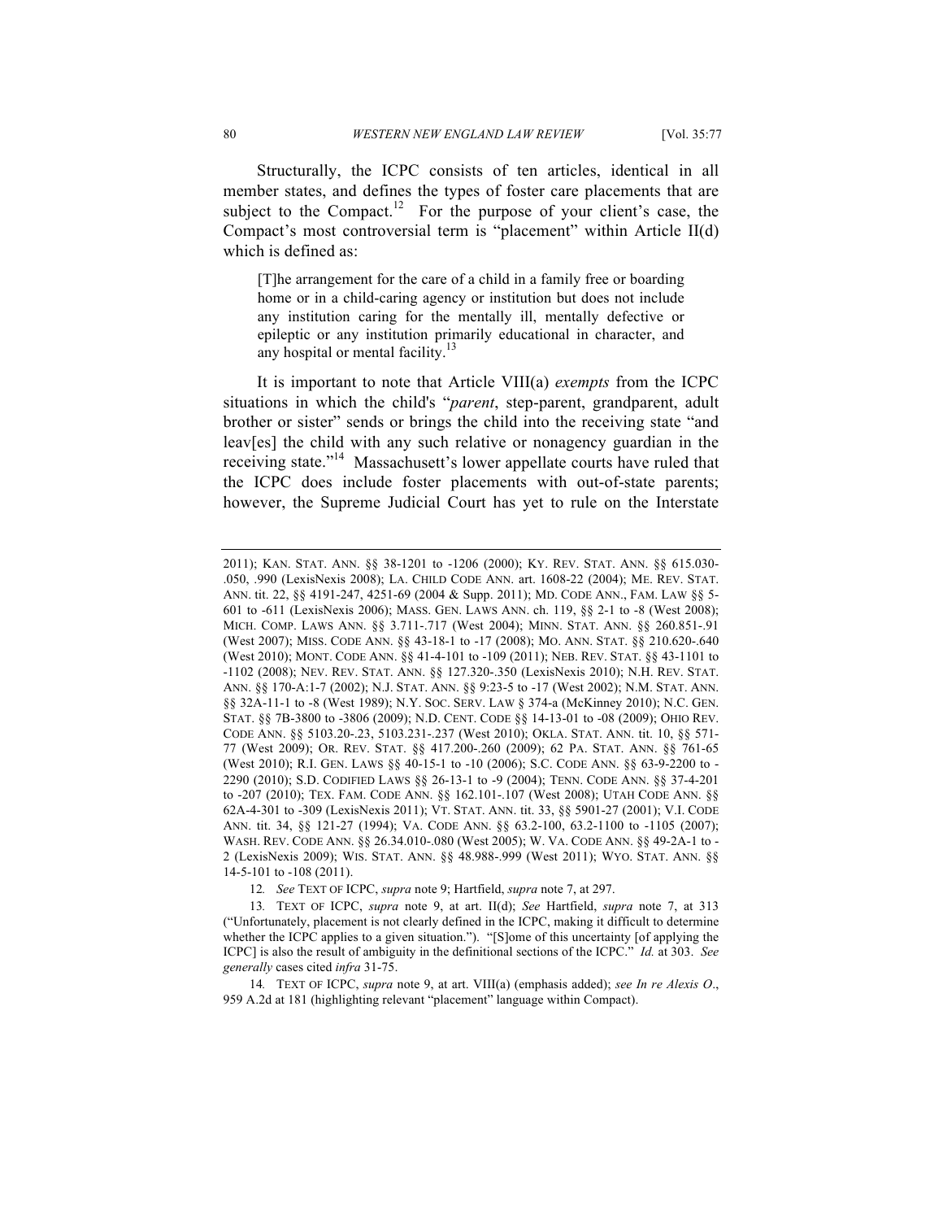Structurally, the ICPC consists of ten articles, identical in all member states, and defines the types of foster care placements that are subject to the Compact.[12] For the purpose of your client's case, the Compact's most controversial term is "placement" within Article II(d) which is defined as:

> [T]he arrangement for the care of a child in a family free or boarding home or in a child-caring agency or institution but does not include any institution caring for the mentally ill, mentally defective or epileptic or any institution primarily educational in character, and any hospital or mental facility.[13]

It is important to note that Article VIII(a) *exempts* from the ICPC situations in which the child's "*parent*, step-parent, grandparent, adult brother or sister" sends or brings the child into the receiving state "and leav[es] the child with any such relative or nonagency guardian in the receiving state."[14] Massachusett's lower appellate courts have ruled that the ICPC does include foster placements with out-of-state parents; however, the Supreme Judicial Court has yet to rule on the Interstate

---

2011); KAN. STAT. ANN. §§ 38-1201 to -1206 (2000); KY. REV. STAT. ANN. §§ 615.030-.050, .990 (LexisNexis 2008); LA. CHILD CODE ANN. art. 1608-22 (2004); ME. REV. STAT. ANN. tit. 22, §§ 4191-247, 4251-69 (2004 & Supp. 2011); MD. CODE ANN., FAM. LAW §§ 5-601 to -611 (LexisNexis 2006); MASS. GEN. LAWS ANN. ch. 119, §§ 2-1 to -8 (West 2008); MICH. COMP. LAWS ANN. §§ 3.711-.717 (West 2004); MINN. STAT. ANN. §§ 260.851-.91 (West 2007); MISS. CODE ANN. §§ 43-18-1 to -17 (2008); MO. ANN. STAT. §§ 210.620-.640 (West 2010); MONT. CODE ANN. §§ 41-4-101 to -109 (2011); NEB. REV. STAT. §§ 43-1101 to -1102 (2008); NEV. REV. STAT. ANN. §§ 127.320-.350 (LexisNexis 2010); N.H. REV. STAT. ANN. §§ 170-A:1-7 (2002); N.J. STAT. ANN. §§ 9:23-5 to -17 (West 2002); N.M. STAT. ANN. §§ 32A-11-1 to -8 (West 1989); N.Y. SOC. SERV. LAW § 374-a (McKinney 2010); N.C. GEN. STAT. §§ 7B-3800 to -3806 (2009); N.D. CENT. CODE §§ 14-13-01 to -08 (2009); OHIO REV. CODE ANN. §§ 5103.20-.23, 5103.231-.237 (West 2010); OKLA. STAT. ANN. tit. 10, §§ 571-77 (West 2009); OR. REV. STAT. §§ 417.200-.260 (2009); 62 PA. STAT. ANN. §§ 761-65 (West 2010); R.I. GEN. LAWS §§ 40-15-1 to -10 (2006); S.C. CODE ANN. §§ 63-9-2200 to -2290 (2010); S.D. CODIFIED LAWS §§ 26-13-1 to -9 (2004); TENN. CODE ANN. §§ 37-4-201 to -207 (2010); TEX. FAM. CODE ANN. §§ 162.101-.107 (West 2008); UTAH CODE ANN. §§ 62A-4-301 to -309 (LexisNexis 2011); VT. STAT. ANN. tit. 33, §§ 5901-27 (2001); V.I. CODE ANN. tit. 34, §§ 121-27 (1994); VA. CODE ANN. §§ 63.2-100, 63.2-1100 to -1105 (2007); WASH. REV. CODE ANN. §§ 26.34.010-.080 (West 2005); W. VA. CODE ANN. §§ 49-2A-1 to -2 (LexisNexis 2009); WIS. STAT. ANN. §§ 48.988-.999 (West 2011); WYO. STAT. ANN. §§ 14-5-101 to -108 (2011).

12. *See* TEXT OF ICPC, *supra* note 9; Hartfield, *supra* note 7, at 297.

13. TEXT OF ICPC, *supra* note 9, at art. II(d); *See* Hartfield, *supra* note 7, at 313 ("Unfortunately, placement is not clearly defined in the ICPC, making it difficult to determine whether the ICPC applies to a given situation."). "[S]ome of this uncertainty [of applying the ICPC] is also the result of ambiguity in the definitional sections of the ICPC." *Id.* at 303. *See generally* cases cited *infra* 31-75.

14. TEXT OF ICPC, *supra* note 9, at art. VIII(a) (emphasis added); *see In re Alexis O*., 959 A.2d at 181 (highlighting relevant "placement" language within Compact).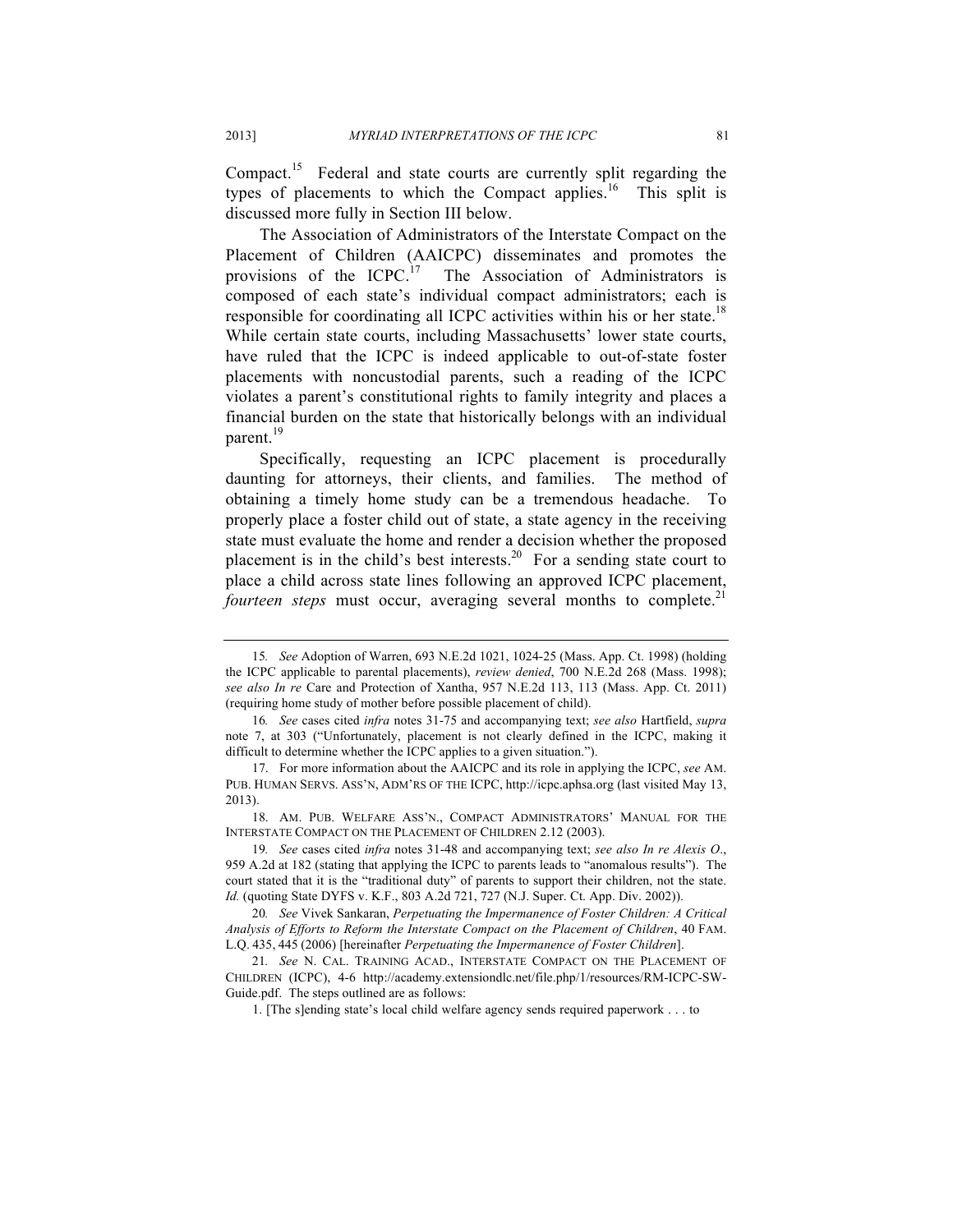Compact.[15] Federal and state courts are currently split regarding the types of placements to which the Compact applies.[16] This split is discussed more fully in Section III below.

The Association of Administrators of the Interstate Compact on the Placement of Children (AAICPC) disseminates and promotes the provisions of the ICPC.[17] The Association of Administrators is composed of each state's individual compact administrators; each is responsible for coordinating all ICPC activities within his or her state.[18] While certain state courts, including Massachusetts' lower state courts, have ruled that the ICPC is indeed applicable to out-of-state foster placements with noncustodial parents, such a reading of the ICPC violates a parent's constitutional rights to family integrity and places a financial burden on the state that historically belongs with an individual parent.[19]

Specifically, requesting an ICPC placement is procedurally daunting for attorneys, their clients, and families. The method of obtaining a timely home study can be a tremendous headache. To properly place a foster child out of state, a state agency in the receiving state must evaluate the home and render a decision whether the proposed placement is in the child's best interests.[20] For a sending state court to place a child across state lines following an approved ICPC placement, *fourteen steps* must occur, averaging several months to complete.[21]

---

15. *See* Adoption of Warren, 693 N.E.2d 1021, 1024-25 (Mass. App. Ct. 1998) (holding the ICPC applicable to parental placements), *review denied*, 700 N.E.2d 268 (Mass. 1998); *see also In re* Care and Protection of Xantha, 957 N.E.2d 113, 113 (Mass. App. Ct. 2011) (requiring home study of mother before possible placement of child).

16. *See* cases cited *infra* notes 31-75 and accompanying text; *see also* Hartfield, *supra* note 7, at 303 ("Unfortunately, placement is not clearly defined in the ICPC, making it difficult to determine whether the ICPC applies to a given situation.").

17. For more information about the AAICPC and its role in applying the ICPC, *see* AM. PUB. HUMAN SERVS. ASS'N, ADM'RS OF THE ICPC, http://icpc.aphsa.org (last visited May 13, 2013).

18. AM. PUB. WELFARE ASS'N., COMPACT ADMINISTRATORS' MANUAL FOR THE INTERSTATE COMPACT ON THE PLACEMENT OF CHILDREN 2.12 (2003).

19. *See* cases cited *infra* notes 31-48 and accompanying text; *see also In re Alexis O*., 959 A.2d at 182 (stating that applying the ICPC to parents leads to "anomalous results"). The court stated that it is the "traditional duty" of parents to support their children, not the state. *Id.* (quoting State DYFS v. K.F., 803 A.2d 721, 727 (N.J. Super. Ct. App. Div. 2002)).

20. *See* Vivek Sankaran, *Perpetuating the Impermanence of Foster Children: A Critical Analysis of Efforts to Reform the Interstate Compact on the Placement of Children*, 40 FAM. L.Q. 435, 445 (2006) [hereinafter *Perpetuating the Impermanence of Foster Children*].

21. *See* N. CAL. TRAINING ACAD., INTERSTATE COMPACT ON THE PLACEMENT OF CHILDREN (ICPC), 4-6 http://academy.extensiondlc.net/file.php/1/resources/RM-ICPC-SW-Guide.pdf. The steps outlined are as follows:

1. [The s]ending state's local child welfare agency sends required paperwork . . . to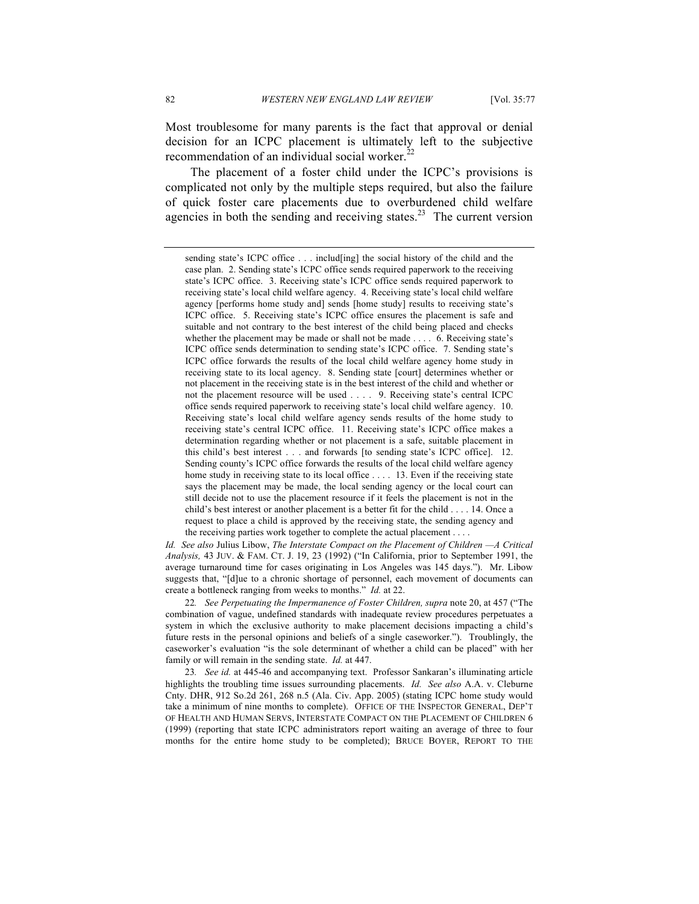Most troublesome for many parents is the fact that approval or denial decision for an ICPC placement is ultimately left to the subjective recommendation of an individual social worker.[22]

The placement of a foster child under the ICPC's provisions is complicated not only by the multiple steps required, but also the failure of quick foster care placements due to overburdened child welfare agencies in both the sending and receiving states.[23] The current version

---

> sending state's ICPC office . . . includ[ing] the social history of the child and the case plan. 2. Sending state's ICPC office sends required paperwork to the receiving state's ICPC office. 3. Receiving state's ICPC office sends required paperwork to receiving state's local child welfare agency. 4. Receiving state's local child welfare agency [performs home study and] sends [home study] results to receiving state's ICPC office. 5. Receiving state's ICPC office ensures the placement is safe and suitable and not contrary to the best interest of the child being placed and checks whether the placement may be made or shall not be made . . . . 6. Receiving state's ICPC office sends determination to sending state's ICPC office. 7. Sending state's ICPC office forwards the results of the local child welfare agency home study in receiving state to its local agency. 8. Sending state [court] determines whether or not placement in the receiving state is in the best interest of the child and whether or not the placement resource will be used . . . . 9. Receiving state's central ICPC office sends required paperwork to receiving state's local child welfare agency. 10. Receiving state's local child welfare agency sends results of the home study to receiving state's central ICPC office. 11. Receiving state's ICPC office makes a determination regarding whether or not placement is a safe, suitable placement in this child's best interest . . . and forwards [to sending state's ICPC office]. 12. Sending county's ICPC office forwards the results of the local child welfare agency home study in receiving state to its local office . . . . 13. Even if the receiving state says the placement may be made, the local sending agency or the local court can still decide not to use the placement resource if it feels the placement is not in the child's best interest or another placement is a better fit for the child . . . . 14. Once a request to place a child is approved by the receiving state, the sending agency and the receiving parties work together to complete the actual placement . . . .

*Id. See also* Julius Libow, *The Interstate Compact on the Placement of Children —A Critical Analysis,* 43 JUV. & FAM. CT. J. 19, 23 (1992) ("In California, prior to September 1991, the average turnaround time for cases originating in Los Angeles was 145 days."). Mr. Libow suggests that, "[d]ue to a chronic shortage of personnel, each movement of documents can create a bottleneck ranging from weeks to months." *Id.* at 22.

22. *See Perpetuating the Impermanence of Foster Children, supra* note 20, at 457 ("The combination of vague, undefined standards with inadequate review procedures perpetuates a system in which the exclusive authority to make placement decisions impacting a child's future rests in the personal opinions and beliefs of a single caseworker."). Troublingly, the caseworker's evaluation "is the sole determinant of whether a child can be placed" with her family or will remain in the sending state. *Id.* at 447.

23. *See id.* at 445-46 and accompanying text. Professor Sankaran's illuminating article highlights the troubling time issues surrounding placements. *Id. See also* A.A. v. Cleburne Cnty. DHR, 912 So.2d 261, 268 n.5 (Ala. Civ. App. 2005) (stating ICPC home study would take a minimum of nine months to complete). OFFICE OF THE INSPECTOR GENERAL, DEP'T OF HEALTH AND HUMAN SERVS, INTERSTATE COMPACT ON THE PLACEMENT OF CHILDREN 6 (1999) (reporting that state ICPC administrators report waiting an average of three to four months for the entire home study to be completed); BRUCE BOYER, REPORT TO THE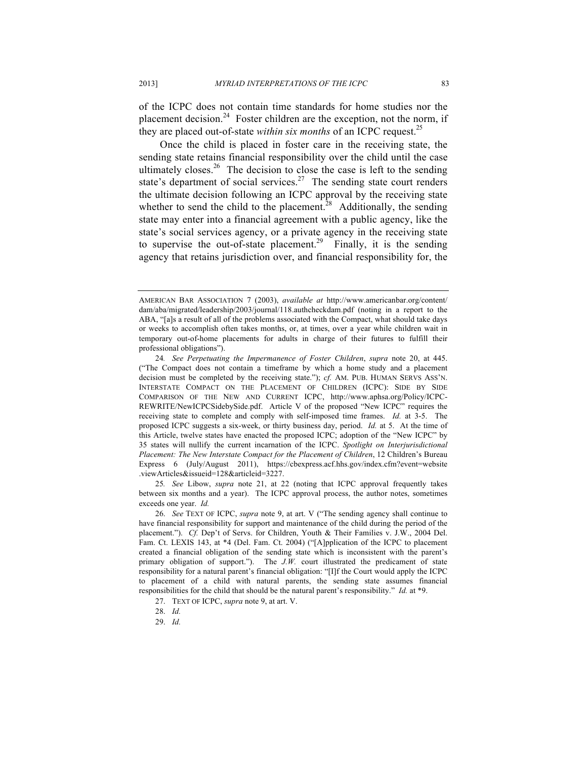of the ICPC does not contain time standards for home studies nor the placement decision.[24] Foster children are the exception, not the norm, if they are placed out-of-state *within six months* of an ICPC request.[25]

Once the child is placed in foster care in the receiving state, the sending state retains financial responsibility over the child until the case ultimately closes.[26] The decision to close the case is left to the sending state's department of social services.[27] The sending state court renders the ultimate decision following an ICPC approval by the receiving state whether to send the child to the placement.[28] Additionally, the sending state may enter into a financial agreement with a public agency, like the state's social services agency, or a private agency in the receiving state to supervise the out-of-state placement.[29] Finally, it is the sending agency that retains jurisdiction over, and financial responsibility for, the

---

AMERICAN BAR ASSOCIATION 7 (2003), *available at* http://www.americanbar.org/content/dam/aba/migrated/leadership/2003/journal/118.authcheckdam.pdf (noting in a report to the ABA, "[a]s a result of all of the problems associated with the Compact, what should take days or weeks to accomplish often takes months, or, at times, over a year while children wait in temporary out-of-home placements for adults in charge of their futures to fulfill their professional obligations").

24. *See Perpetuating the Impermanence of Foster Children*, *supra* note 20, at 445. ("The Compact does not contain a timeframe by which a home study and a placement decision must be completed by the receiving state."); *cf.* AM. PUB. HUMAN SERVS ASS'N. INTERSTATE COMPACT ON THE PLACEMENT OF CHILDREN (ICPC): SIDE BY SIDE COMPARISON OF THE NEW AND CURRENT ICPC, http://www.aphsa.org/Policy/ICPC-REWRITE/NewICPCSidebySide.pdf. Article V of the proposed "New ICPC" requires the receiving state to complete and comply with self-imposed time frames. *Id.* at 3-5. The proposed ICPC suggests a six-week, or thirty business day, period. *Id.* at 5. At the time of this Article, twelve states have enacted the proposed ICPC; adoption of the "New ICPC" by 35 states will nullify the current incarnation of the ICPC. *Spotlight on Interjurisdictional Placement: The New Interstate Compact for the Placement of Children*, 12 Children's Bureau Express 6 (July/August 2011), https://cbexpress.acf.hhs.gov/index.cfm?event=website.viewArticles&issueid=128&articleid=3227.

25. *See* Libow, *supra* note 21, at 22 (noting that ICPC approval frequently takes between six months and a year). The ICPC approval process, the author notes, sometimes exceeds one year. *Id.*

26. *See* TEXT OF ICPC, *supra* note 9, at art. V ("The sending agency shall continue to have financial responsibility for support and maintenance of the child during the period of the placement."). *Cf.* Dep't of Servs. for Children, Youth & Their Families v. J.W., 2004 Del. Fam. Ct. LEXIS 143, at \*4 (Del. Fam. Ct. 2004) ("[A]pplication of the ICPC to placement created a financial obligation of the sending state which is inconsistent with the parent's primary obligation of support."). The *J.W.* court illustrated the predicament of state responsibility for a natural parent's financial obligation: "[I]f the Court would apply the ICPC to placement of a child with natural parents, the sending state assumes financial responsibilities for the child that should be the natural parent's responsibility." *Id.* at \*9.

27. TEXT OF ICPC, *supra* note 9, at art. V.

28. *Id.*

29. *Id.*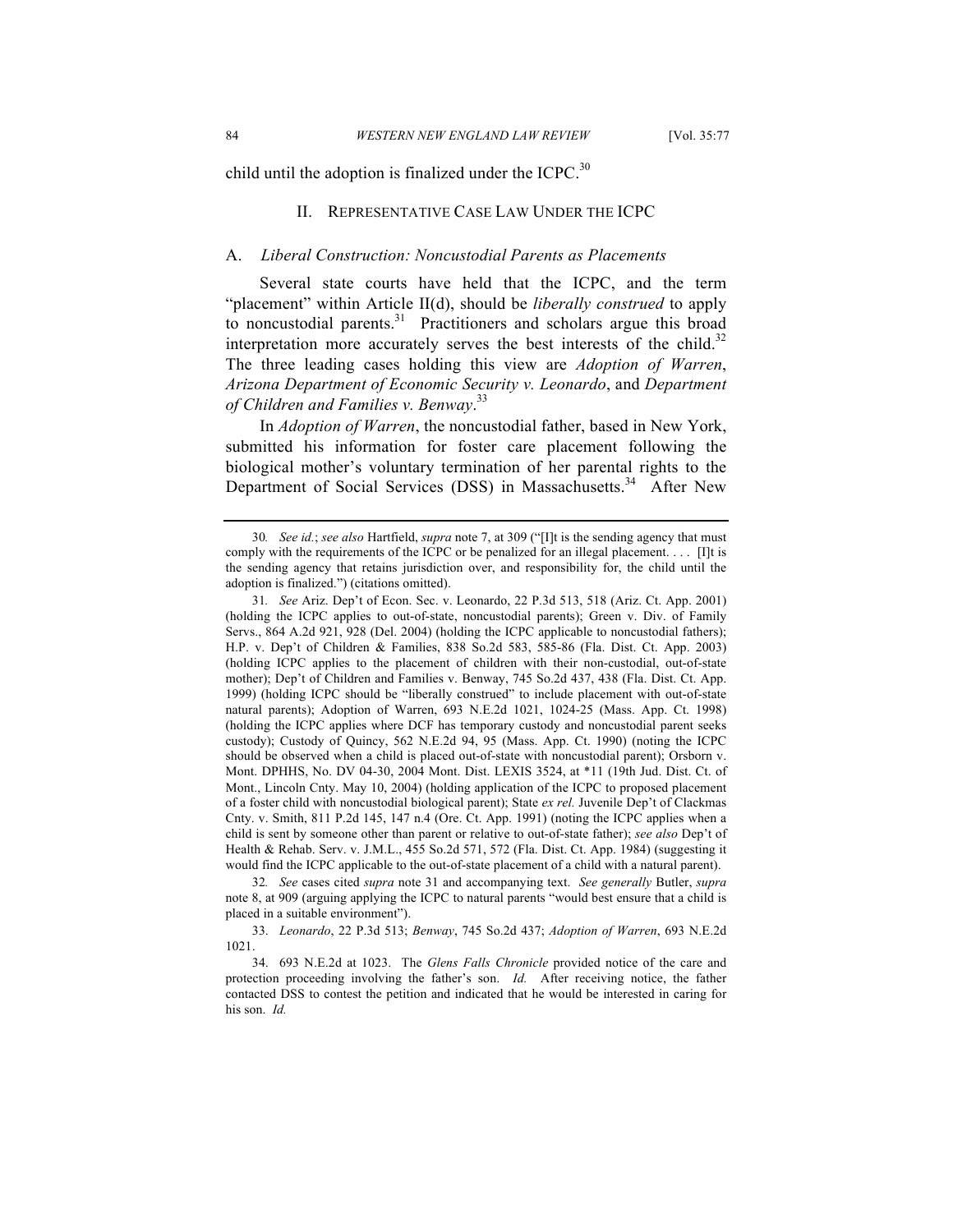child until the adoption is finalized under the ICPC.[30]

## II. Representative Case Law Under the ICPC

### A. *Liberal Construction: Noncustodial Parents as Placements*

Several state courts have held that the ICPC, and the term "placement" within Article II(d), should be *liberally construed* to apply to noncustodial parents.[31] Practitioners and scholars argue this broad interpretation more accurately serves the best interests of the child.[32] The three leading cases holding this view are *Adoption of Warren*, *Arizona Department of Economic Security v. Leonardo*, and *Department of Children and Families v. Benway*.[33]

In *Adoption of Warren*, the noncustodial father, based in New York, submitted his information for foster care placement following the biological mother's voluntary termination of her parental rights to the Department of Social Services (DSS) in Massachusetts.[34] After New

---

30. *See id.*; *see also* Hartfield, *supra* note 7, at 309 ("[I]t is the sending agency that must comply with the requirements of the ICPC or be penalized for an illegal placement. . . . [I]t is the sending agency that retains jurisdiction over, and responsibility for, the child until the adoption is finalized.") (citations omitted).

31. *See* Ariz. Dep't of Econ. Sec. v. Leonardo, 22 P.3d 513, 518 (Ariz. Ct. App. 2001) (holding the ICPC applies to out-of-state, noncustodial parents); Green v. Div. of Family Servs., 864 A.2d 921, 928 (Del. 2004) (holding the ICPC applicable to noncustodial fathers); H.P. v. Dep't of Children & Families, 838 So.2d 583, 585-86 (Fla. Dist. Ct. App. 2003) (holding ICPC applies to the placement of children with their non-custodial, out-of-state mother); Dep't of Children and Families v. Benway, 745 So.2d 437, 438 (Fla. Dist. Ct. App. 1999) (holding ICPC should be "liberally construed" to include placement with out-of-state natural parents); Adoption of Warren, 693 N.E.2d 1021, 1024-25 (Mass. App. Ct. 1998) (holding the ICPC applies where DCF has temporary custody and noncustodial parent seeks custody); Custody of Quincy, 562 N.E.2d 94, 95 (Mass. App. Ct. 1990) (noting the ICPC should be observed when a child is placed out-of-state with noncustodial parent); Orsborn v. Mont. DPHHS, No. DV 04-30, 2004 Mont. Dist. LEXIS 3524, at *11 (19th Jud. Dist. Ct. of Mont., Lincoln Cnty. May 10, 2004) (holding application of the ICPC to proposed placement of a foster child with noncustodial biological parent); State *ex rel.* Juvenile Dep't of Clackmas Cnty. v. Smith, 811 P.2d 145, 147 n.4 (Ore. Ct. App. 1991) (noting the ICPC applies when a child is sent by someone other than parent or relative to out-of-state father); *see also* Dep't of Health & Rehab. Serv. v. J.M.L., 455 So.2d 571, 572 (Fla. Dist. Ct. App. 1984) (suggesting it would find the ICPC applicable to the out-of-state placement of a child with a natural parent).

32. *See* cases cited *supra* note 31 and accompanying text. *See generally* Butler, *supra* note 8, at 909 (arguing applying the ICPC to natural parents "would best ensure that a child is placed in a suitable environment").

33. *Leonardo*, 22 P.3d 513; *Benway*, 745 So.2d 437; *Adoption of Warren*, 693 N.E.2d 1021.

34. 693 N.E.2d at 1023. The *Glens Falls Chronicle* provided notice of the care and protection proceeding involving the father's son. *Id.* After receiving notice, the father contacted DSS to contest the petition and indicated that he would be interested in caring for his son. *Id.*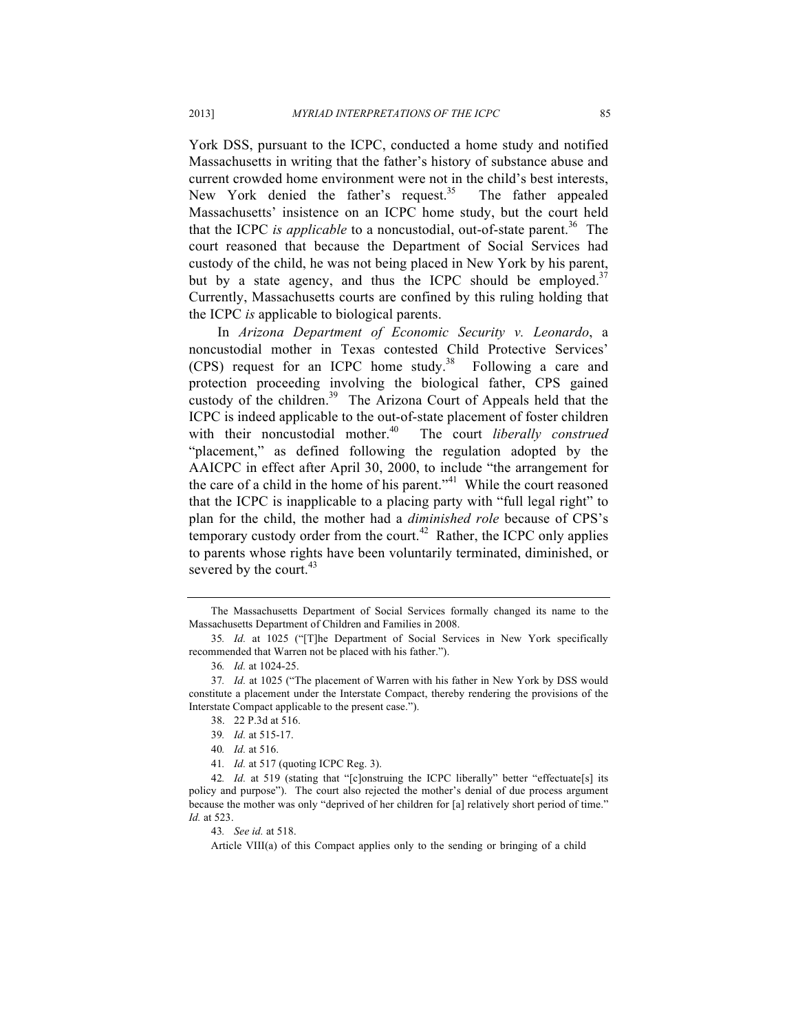York DSS, pursuant to the ICPC, conducted a home study and notified Massachusetts in writing that the father's history of substance abuse and current crowded home environment were not in the child's best interests, New York denied the father's request.[35] The father appealed Massachusetts' insistence on an ICPC home study, but the court held that the ICPC *is applicable* to a noncustodial, out-of-state parent.[36] The court reasoned that because the Department of Social Services had custody of the child, he was not being placed in New York by his parent, but by a state agency, and thus the ICPC should be employed.[37] Currently, Massachusetts courts are confined by this ruling holding that the ICPC *is* applicable to biological parents.

In *Arizona Department of Economic Security v. Leonardo*, a noncustodial mother in Texas contested Child Protective Services' (CPS) request for an ICPC home study.[38] Following a care and protection proceeding involving the biological father, CPS gained custody of the children.[39] The Arizona Court of Appeals held that the ICPC is indeed applicable to the out-of-state placement of foster children with their noncustodial mother.[40] The court *liberally construed* "placement," as defined following the regulation adopted by the AAICPC in effect after April 30, 2000, to include "the arrangement for the care of a child in the home of his parent."[41] While the court reasoned that the ICPC is inapplicable to a placing party with "full legal right" to plan for the child, the mother had a *diminished role* because of CPS's temporary custody order from the court.[42] Rather, the ICPC only applies to parents whose rights have been voluntarily terminated, diminished, or severed by the court.[43]

---

The Massachusetts Department of Social Services formally changed its name to the Massachusetts Department of Children and Families in 2008.

35. *Id.* at 1025 ("[T]he Department of Social Services in New York specifically recommended that Warren not be placed with his father.").

36. *Id.* at 1024-25.

37. *Id.* at 1025 ("The placement of Warren with his father in New York by DSS would constitute a placement under the Interstate Compact, thereby rendering the provisions of the Interstate Compact applicable to the present case.").

38. 22 P.3d at 516.

39. *Id.* at 515-17.

40. *Id.* at 516.

41. *Id.* at 517 (quoting ICPC Reg. 3).

42. *Id.* at 519 (stating that "[c]onstruing the ICPC liberally" better "effectuate[s] its policy and purpose"). The court also rejected the mother's denial of due process argument because the mother was only "deprived of her children for [a] relatively short period of time." *Id.* at 523.

43. *See id.* at 518.

Article VIII(a) of this Compact applies only to the sending or bringing of a child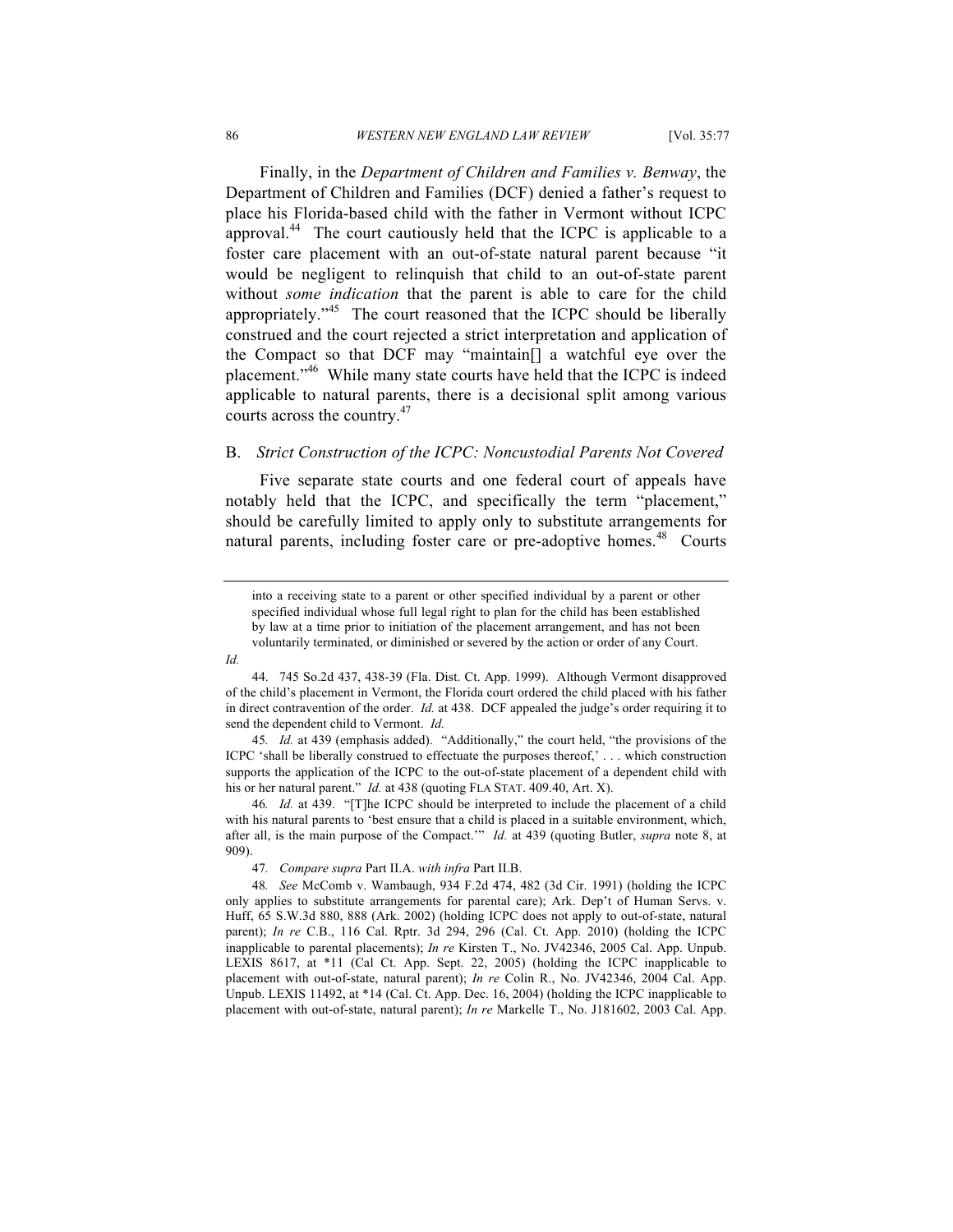Finally, in the *Department of Children and Families v. Benway*, the Department of Children and Families (DCF) denied a father's request to place his Florida-based child with the father in Vermont without ICPC approval.[44] The court cautiously held that the ICPC is applicable to a foster care placement with an out-of-state natural parent because "it would be negligent to relinquish that child to an out-of-state parent without *some indication* that the parent is able to care for the child appropriately."[45] The court reasoned that the ICPC should be liberally construed and the court rejected a strict interpretation and application of the Compact so that DCF may "maintain[] a watchful eye over the placement."[46] While many state courts have held that the ICPC is indeed applicable to natural parents, there is a decisional split among various courts across the country.[47]

## B. *Strict Construction of the ICPC: Noncustodial Parents Not Covered*

Five separate state courts and one federal court of appeals have notably held that the ICPC, and specifically the term "placement," should be carefully limited to apply only to substitute arrangements for natural parents, including foster care or pre-adoptive homes.[48] Courts

---

> into a receiving state to a parent or other specified individual by a parent or other specified individual whose full legal right to plan for the child has been established by law at a time prior to initiation of the placement arrangement, and has not been voluntarily terminated, or diminished or severed by the action or order of any Court.

*Id.*

44. 745 So.2d 437, 438-39 (Fla. Dist. Ct. App. 1999). Although Vermont disapproved of the child's placement in Vermont, the Florida court ordered the child placed with his father in direct contravention of the order. *Id.* at 438. DCF appealed the judge's order requiring it to send the dependent child to Vermont. *Id.*

45. *Id.* at 439 (emphasis added). "Additionally," the court held, "the provisions of the ICPC 'shall be liberally construed to effectuate the purposes thereof,' . . . which construction supports the application of the ICPC to the out-of-state placement of a dependent child with his or her natural parent." *Id.* at 438 (quoting FLA STAT. 409.40, Art. X).

46. *Id.* at 439. "[T]he ICPC should be interpreted to include the placement of a child with his natural parents to 'best ensure that a child is placed in a suitable environment, which, after all, is the main purpose of the Compact.'" *Id.* at 439 (quoting Butler, *supra* note 8, at 909).

47. *Compare supra* Part II.A. *with infra* Part II.B.

48. *See* McComb v. Wambaugh, 934 F.2d 474, 482 (3d Cir. 1991) (holding the ICPC only applies to substitute arrangements for parental care); Ark. Dep't of Human Servs. v. Huff, 65 S.W.3d 880, 888 (Ark. 2002) (holding ICPC does not apply to out-of-state, natural parent); *In re* C.B., 116 Cal. Rptr. 3d 294, 296 (Cal. Ct. App. 2010) (holding the ICPC inapplicable to parental placements); *In re* Kirsten T., No. JV42346, 2005 Cal. App. Unpub. LEXIS 8617, at *11 (Cal Ct. App. Sept. 22, 2005) (holding the ICPC inapplicable to placement with out-of-state, natural parent); *In re* Colin R., No. JV42346, 2004 Cal. App. Unpub. LEXIS 11492, at *14 (Cal. Ct. App. Dec. 16, 2004) (holding the ICPC inapplicable to placement with out-of-state, natural parent); *In re* Markelle T., No. J181602, 2003 Cal. App.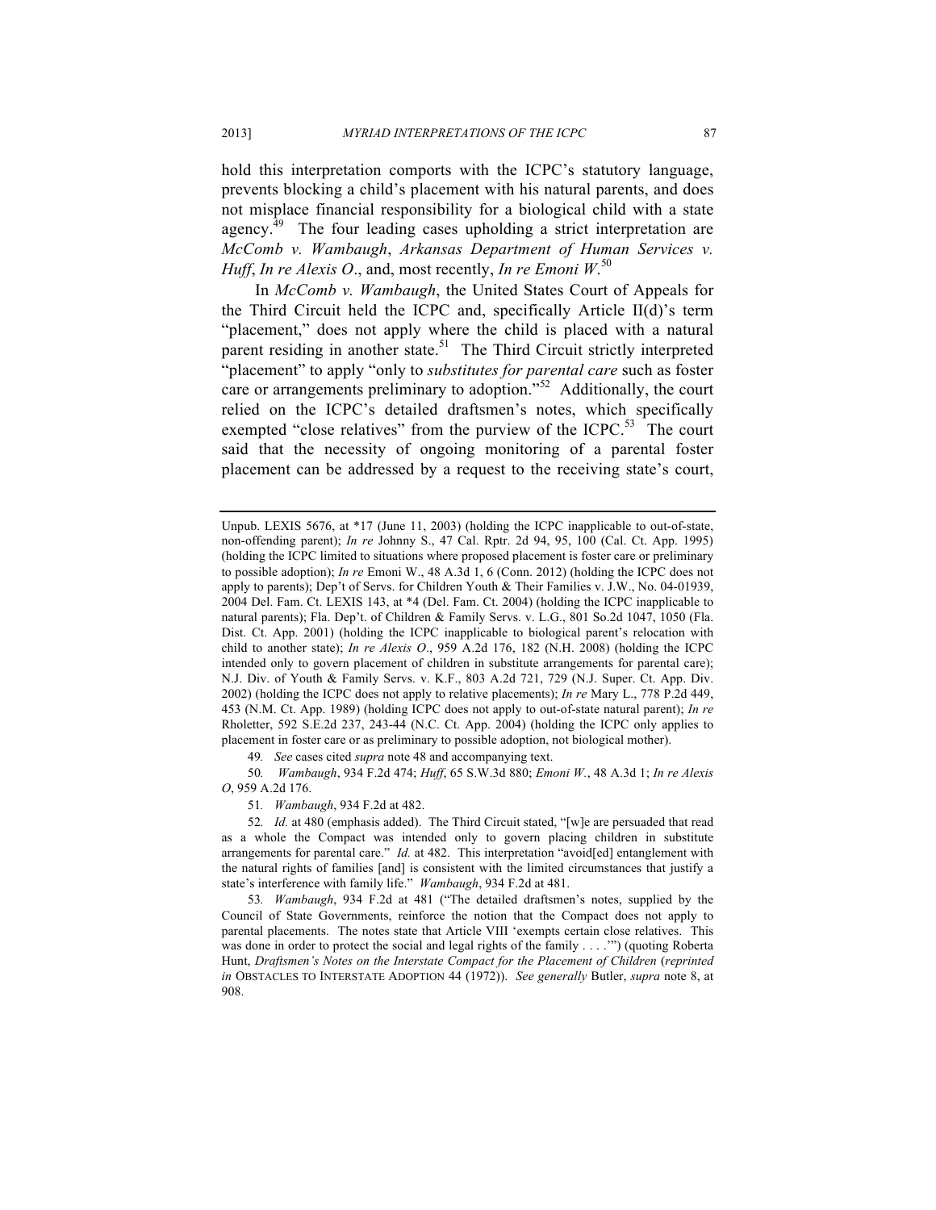hold this interpretation comports with the ICPC's statutory language, prevents blocking a child's placement with his natural parents, and does not misplace financial responsibility for a biological child with a state agency.[49] The four leading cases upholding a strict interpretation are *McComb v. Wambaugh*, *Arkansas Department of Human Services v. Huff*, *In re Alexis O*., and, most recently, *In re Emoni W*.[50]

In *McComb v. Wambaugh*, the United States Court of Appeals for the Third Circuit held the ICPC and, specifically Article II(d)'s term "placement," does not apply where the child is placed with a natural parent residing in another state.[51] The Third Circuit strictly interpreted "placement" to apply "only to *substitutes for parental care* such as foster care or arrangements preliminary to adoption."[52] Additionally, the court relied on the ICPC's detailed draftsmen's notes, which specifically exempted "close relatives" from the purview of the ICPC.[53] The court said that the necessity of ongoing monitoring of a parental foster placement can be addressed by a request to the receiving state's court,

---

Unpub. LEXIS 5676, at *17 (June 11, 2003) (holding the ICPC inapplicable to out-of-state, non-offending parent); *In re* Johnny S., 47 Cal. Rptr. 2d 94, 95, 100 (Cal. Ct. App. 1995) (holding the ICPC limited to situations where proposed placement is foster care or preliminary to possible adoption); *In re* Emoni W., 48 A.3d 1, 6 (Conn. 2012) (holding the ICPC does not apply to parents); Dep't of Servs. for Children Youth & Their Families v. J.W., No. 04-01939, 2004 Del. Fam. Ct. LEXIS 143, at *4 (Del. Fam. Ct. 2004) (holding the ICPC inapplicable to natural parents); Fla. Dep't. of Children & Family Servs. v. L.G., 801 So.2d 1047, 1050 (Fla. Dist. Ct. App. 2001) (holding the ICPC inapplicable to biological parent's relocation with child to another state); *In re Alexis O*., 959 A.2d 176, 182 (N.H. 2008) (holding the ICPC intended only to govern placement of children in substitute arrangements for parental care); N.J. Div. of Youth & Family Servs. v. K.F., 803 A.2d 721, 729 (N.J. Super. Ct. App. Div. 2002) (holding the ICPC does not apply to relative placements); *In re* Mary L., 778 P.2d 449, 453 (N.M. Ct. App. 1989) (holding ICPC does not apply to out-of-state natural parent); *In re* Rholetter, 592 S.E.2d 237, 243-44 (N.C. Ct. App. 2004) (holding the ICPC only applies to placement in foster care or as preliminary to possible adoption, not biological mother).

49. *See* cases cited *supra* note 48 and accompanying text.

50. *Wambaugh*, 934 F.2d 474; *Huff*, 65 S.W.3d 880; *Emoni W.*, 48 A.3d 1; *In re Alexis O*, 959 A.2d 176.

51. *Wambaugh*, 934 F.2d at 482.

52. *Id.* at 480 (emphasis added). The Third Circuit stated, "[w]e are persuaded that read as a whole the Compact was intended only to govern placing children in substitute arrangements for parental care." *Id.* at 482. This interpretation "avoid[ed] entanglement with the natural rights of families [and] is consistent with the limited circumstances that justify a state's interference with family life." *Wambaugh*, 934 F.2d at 481.

53. *Wambaugh*, 934 F.2d at 481 ("The detailed draftsmen's notes, supplied by the Council of State Governments, reinforce the notion that the Compact does not apply to parental placements. The notes state that Article VIII 'exempts certain close relatives. This was done in order to protect the social and legal rights of the family . . . .'") (quoting Roberta Hunt, *Draftsmen's Notes on the Interstate Compact for the Placement of Children* (*reprinted in* OBSTACLES TO INTERSTATE ADOPTION 44 (1972)). *See generally* Butler, *supra* note 8, at 908.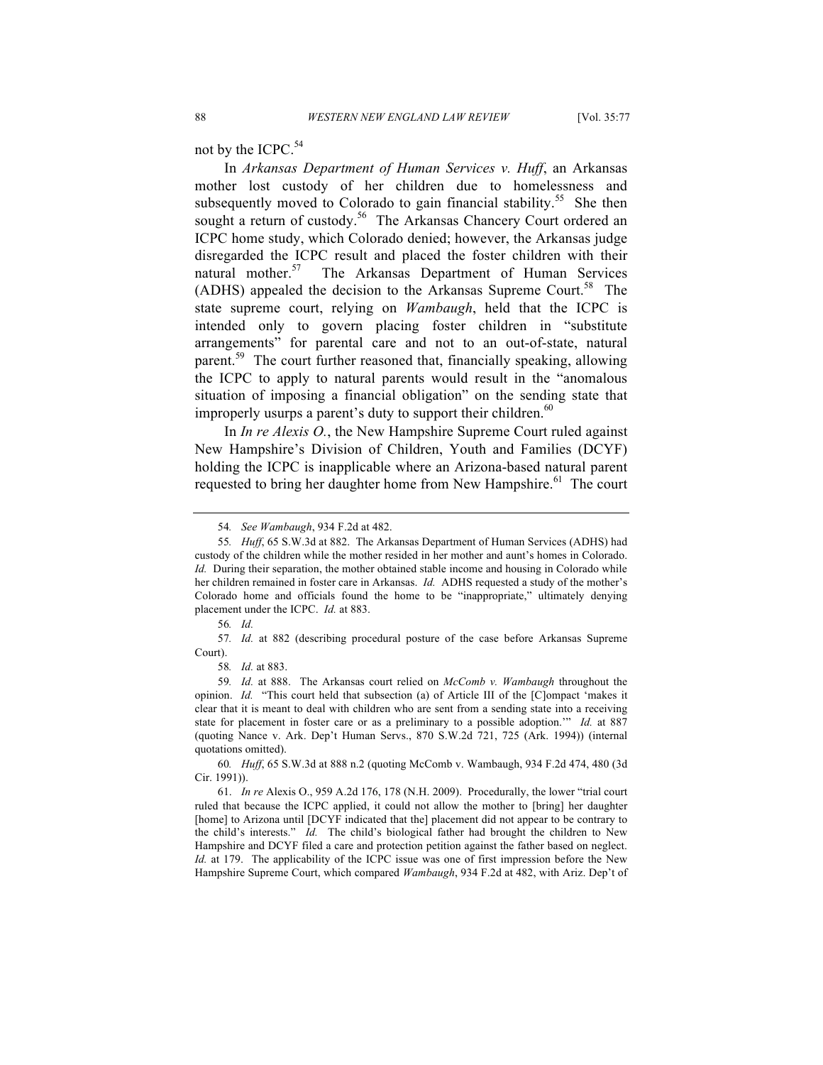not by the ICPC.[54]

In *Arkansas Department of Human Services v. Huff*, an Arkansas mother lost custody of her children due to homelessness and subsequently moved to Colorado to gain financial stability.[55] She then sought a return of custody.[56] The Arkansas Chancery Court ordered an ICPC home study, which Colorado denied; however, the Arkansas judge disregarded the ICPC result and placed the foster children with their natural mother.[57] The Arkansas Department of Human Services (ADHS) appealed the decision to the Arkansas Supreme Court.[58] The state supreme court, relying on *Wambaugh*, held that the ICPC is intended only to govern placing foster children in "substitute arrangements" for parental care and not to an out-of-state, natural parent.[59] The court further reasoned that, financially speaking, allowing the ICPC to apply to natural parents would result in the "anomalous situation of imposing a financial obligation" on the sending state that improperly usurps a parent's duty to support their children.[60]

In *In re Alexis O.*, the New Hampshire Supreme Court ruled against New Hampshire's Division of Children, Youth and Families (DCYF) holding the ICPC is inapplicable where an Arizona-based natural parent requested to bring her daughter home from New Hampshire.[61] The court

---

54. *See Wambaugh*, 934 F.2d at 482.

55. *Huff*, 65 S.W.3d at 882. The Arkansas Department of Human Services (ADHS) had custody of the children while the mother resided in her mother and aunt's homes in Colorado. *Id.* During their separation, the mother obtained stable income and housing in Colorado while her children remained in foster care in Arkansas. *Id.* ADHS requested a study of the mother's Colorado home and officials found the home to be "inappropriate," ultimately denying placement under the ICPC. *Id.* at 883.

56. *Id.*

57. *Id.* at 882 (describing procedural posture of the case before Arkansas Supreme Court).

58. *Id.* at 883.

59. *Id.* at 888. The Arkansas court relied on *McComb v. Wambaugh* throughout the opinion. *Id.* "This court held that subsection (a) of Article III of the [C]ompact 'makes it clear that it is meant to deal with children who are sent from a sending state into a receiving state for placement in foster care or as a preliminary to a possible adoption.'" *Id.* at 887 (quoting Nance v. Ark. Dep't Human Servs., 870 S.W.2d 721, 725 (Ark. 1994)) (internal quotations omitted).

60. *Huff*, 65 S.W.3d at 888 n.2 (quoting McComb v. Wambaugh, 934 F.2d 474, 480 (3d Cir. 1991)).

61. *In re* Alexis O., 959 A.2d 176, 178 (N.H. 2009). Procedurally, the lower "trial court ruled that because the ICPC applied, it could not allow the mother to [bring] her daughter [home] to Arizona until [DCYF indicated that the] placement did not appear to be contrary to the child's interests." *Id.* The child's biological father had brought the children to New Hampshire and DCYF filed a care and protection petition against the father based on neglect. *Id.* at 179. The applicability of the ICPC issue was one of first impression before the New Hampshire Supreme Court, which compared *Wambaugh*, 934 F.2d at 482, with Ariz. Dep't of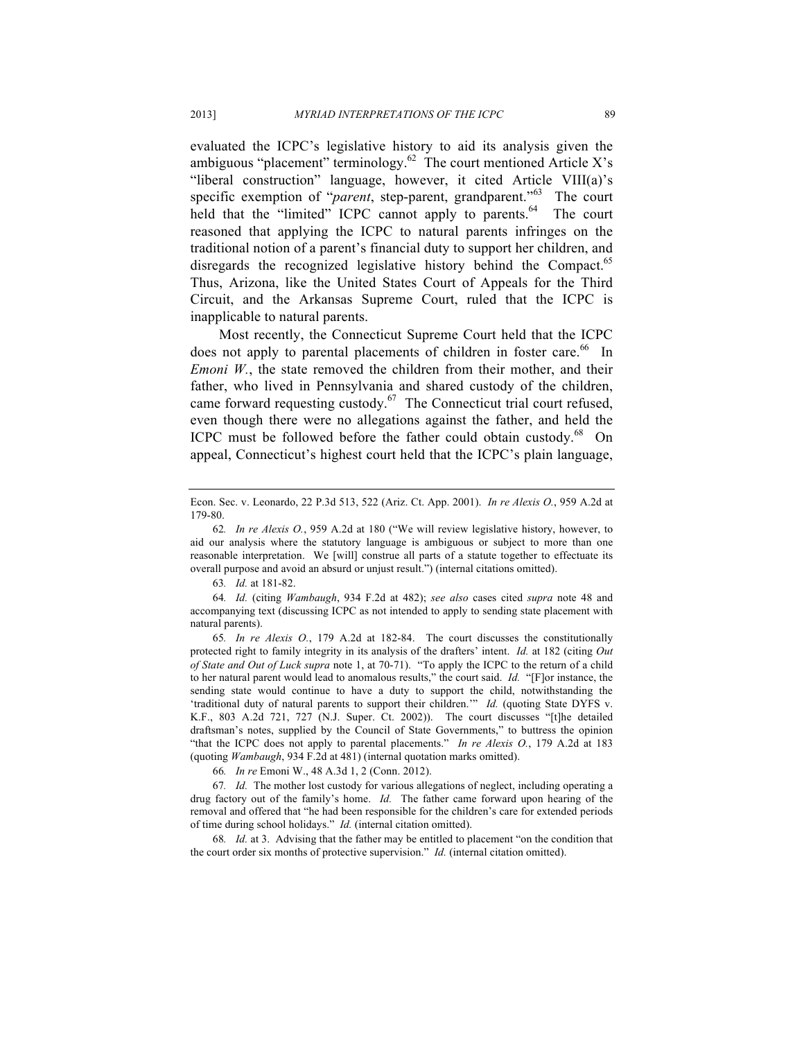evaluated the ICPC's legislative history to aid its analysis given the ambiguous "placement" terminology.[62] The court mentioned Article X's "liberal construction" language, however, it cited Article VIII(a)'s specific exemption of "*parent*, step-parent, grandparent."[63] The court held that the "limited" ICPC cannot apply to parents.[64] The court reasoned that applying the ICPC to natural parents infringes on the traditional notion of a parent's financial duty to support her children, and disregards the recognized legislative history behind the Compact.[65] Thus, Arizona, like the United States Court of Appeals for the Third Circuit, and the Arkansas Supreme Court, ruled that the ICPC is inapplicable to natural parents.

Most recently, the Connecticut Supreme Court held that the ICPC does not apply to parental placements of children in foster care.[66] In *Emoni W.*, the state removed the children from their mother, and their father, who lived in Pennsylvania and shared custody of the children, came forward requesting custody.[67] The Connecticut trial court refused, even though there were no allegations against the father, and held the ICPC must be followed before the father could obtain custody.[68] On appeal, Connecticut's highest court held that the ICPC's plain language,

---

Econ. Sec. v. Leonardo, 22 P.3d 513, 522 (Ariz. Ct. App. 2001). *In re Alexis O.*, 959 A.2d at 179-80.

62. *In re Alexis O.*, 959 A.2d at 180 ("We will review legislative history, however, to aid our analysis where the statutory language is ambiguous or subject to more than one reasonable interpretation. We [will] construe all parts of a statute together to effectuate its overall purpose and avoid an absurd or unjust result.") (internal citations omitted).

63. *Id.* at 181-82.

64. *Id.* (citing *Wambaugh*, 934 F.2d at 482); *see also* cases cited *supra* note 48 and accompanying text (discussing ICPC as not intended to apply to sending state placement with natural parents).

65. *In re Alexis O.*, 179 A.2d at 182-84. The court discusses the constitutionally protected right to family integrity in its analysis of the drafters' intent. *Id.* at 182 (citing *Out of State and Out of Luck supra* note 1, at 70-71). "To apply the ICPC to the return of a child to her natural parent would lead to anomalous results," the court said. *Id.* "[F]or instance, the sending state would continue to have a duty to support the child, notwithstanding the 'traditional duty of natural parents to support their children.'" *Id.* (quoting State DYFS v. K.F., 803 A.2d 721, 727 (N.J. Super. Ct. 2002)). The court discusses "[t]he detailed draftsman's notes, supplied by the Council of State Governments," to buttress the opinion "that the ICPC does not apply to parental placements." *In re Alexis O.*, 179 A.2d at 183 (quoting *Wambaugh*, 934 F.2d at 481) (internal quotation marks omitted).

66. *In re* Emoni W., 48 A.3d 1, 2 (Conn. 2012).

67. *Id.* The mother lost custody for various allegations of neglect, including operating a drug factory out of the family's home. *Id.* The father came forward upon hearing of the removal and offered that "he had been responsible for the children's care for extended periods of time during school holidays." *Id.* (internal citation omitted).

68. *Id.* at 3. Advising that the father may be entitled to placement "on the condition that the court order six months of protective supervision." *Id.* (internal citation omitted).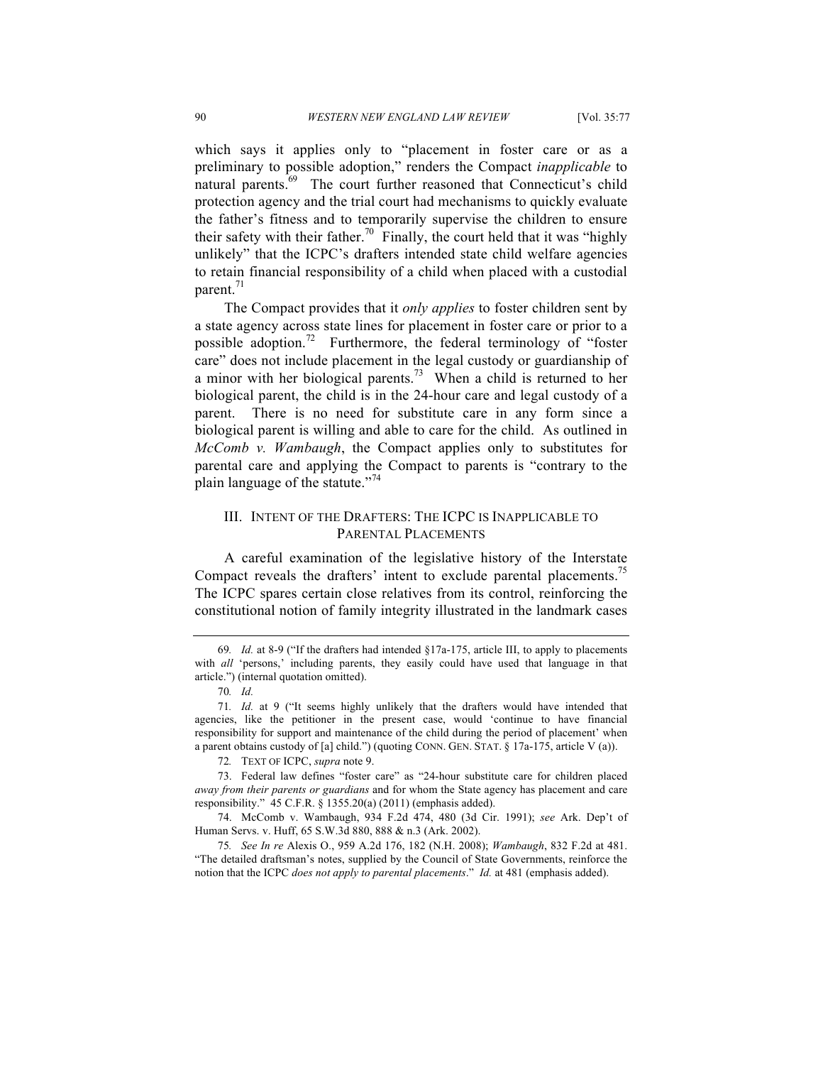which says it applies only to "placement in foster care or as a preliminary to possible adoption," renders the Compact *inapplicable* to natural parents.[69] The court further reasoned that Connecticut's child protection agency and the trial court had mechanisms to quickly evaluate the father's fitness and to temporarily supervise the children to ensure their safety with their father.[70] Finally, the court held that it was "highly unlikely" that the ICPC's drafters intended state child welfare agencies to retain financial responsibility of a child when placed with a custodial parent.[71]

The Compact provides that it *only applies* to foster children sent by a state agency across state lines for placement in foster care or prior to a possible adoption.[72] Furthermore, the federal terminology of "foster care" does not include placement in the legal custody or guardianship of a minor with her biological parents.[73] When a child is returned to her biological parent, the child is in the 24-hour care and legal custody of a parent. There is no need for substitute care in any form since a biological parent is willing and able to care for the child. As outlined in *McComb v. Wambaugh*, the Compact applies only to substitutes for parental care and applying the Compact to parents is "contrary to the plain language of the statute."[74]

## III. Intent of the Drafters: The ICPC is Inapplicable to Parental Placements

A careful examination of the legislative history of the Interstate Compact reveals the drafters' intent to exclude parental placements.[75] The ICPC spares certain close relatives from its control, reinforcing the constitutional notion of family integrity illustrated in the landmark cases

---

69. *Id.* at 8-9 ("If the drafters had intended §17a-175, article III, to apply to placements with *all* 'persons,' including parents, they easily could have used that language in that article.") (internal quotation omitted).

70. *Id.*

71. *Id.* at 9 ("It seems highly unlikely that the drafters would have intended that agencies, like the petitioner in the present case, would 'continue to have financial responsibility for support and maintenance of the child during the period of placement' when a parent obtains custody of [a] child.") (quoting CONN. GEN. STAT. § 17a-175, article V (a)).

72. TEXT OF ICPC, *supra* note 9.

73. Federal law defines "foster care" as "24-hour substitute care for children placed *away from their parents or guardians* and for whom the State agency has placement and care responsibility." 45 C.F.R. § 1355.20(a) (2011) (emphasis added).

74. McComb v. Wambaugh, 934 F.2d 474, 480 (3d Cir. 1991); *see* Ark. Dep't of Human Servs. v. Huff, 65 S.W.3d 880, 888 & n.3 (Ark. 2002).

75. *See In re* Alexis O., 959 A.2d 176, 182 (N.H. 2008); *Wambaugh*, 832 F.2d at 481. "The detailed draftsman's notes, supplied by the Council of State Governments, reinforce the notion that the ICPC *does not apply to parental placements*." *Id.* at 481 (emphasis added).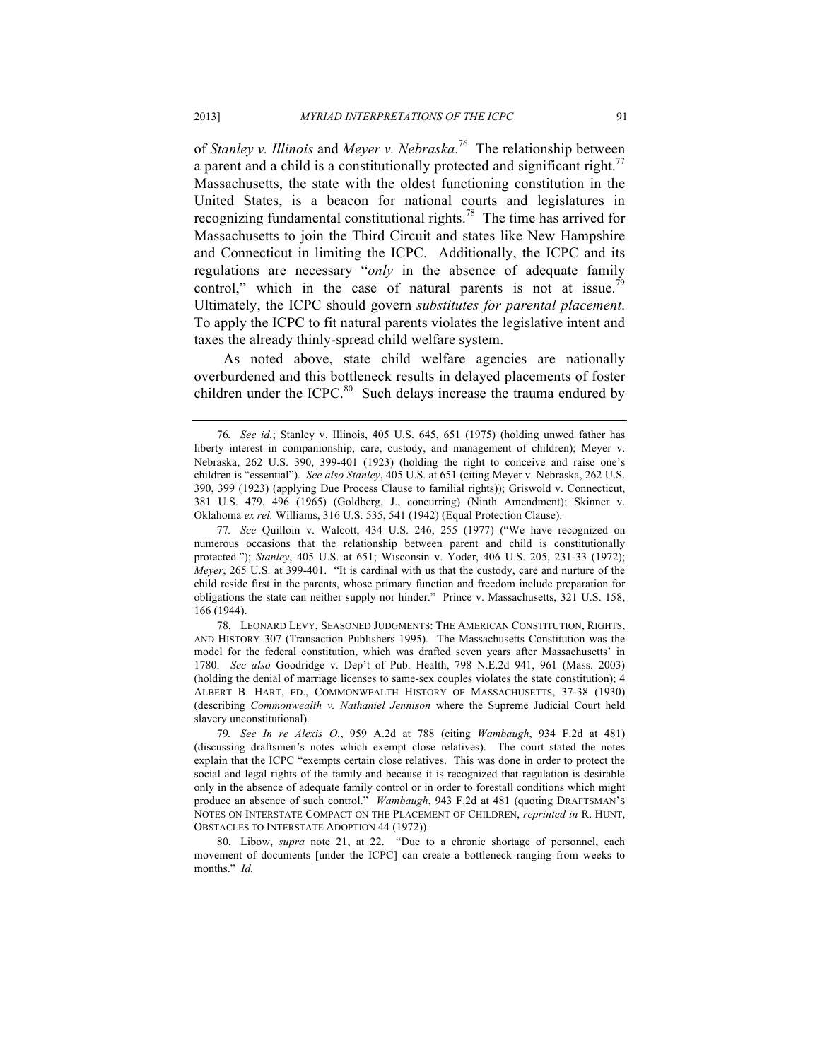of *Stanley v. Illinois* and *Meyer v. Nebraska*.[76] The relationship between a parent and a child is a constitutionally protected and significant right.[77] Massachusetts, the state with the oldest functioning constitution in the United States, is a beacon for national courts and legislatures in recognizing fundamental constitutional rights.[78] The time has arrived for Massachusetts to join the Third Circuit and states like New Hampshire and Connecticut in limiting the ICPC. Additionally, the ICPC and its regulations are necessary "*only* in the absence of adequate family control," which in the case of natural parents is not at issue.[79] Ultimately, the ICPC should govern *substitutes for parental placement*. To apply the ICPC to fit natural parents violates the legislative intent and taxes the already thinly-spread child welfare system.

As noted above, state child welfare agencies are nationally overburdened and this bottleneck results in delayed placements of foster children under the ICPC.[80] Such delays increase the trauma endured by

---

76. *See id.*; Stanley v. Illinois, 405 U.S. 645, 651 (1975) (holding unwed father has liberty interest in companionship, care, custody, and management of children); Meyer v. Nebraska, 262 U.S. 390, 399-401 (1923) (holding the right to conceive and raise one's children is "essential"). *See also Stanley*, 405 U.S. at 651 (citing Meyer v. Nebraska, 262 U.S. 390, 399 (1923) (applying Due Process Clause to familial rights)); Griswold v. Connecticut, 381 U.S. 479, 496 (1965) (Goldberg, J., concurring) (Ninth Amendment); Skinner v. Oklahoma *ex rel.* Williams, 316 U.S. 535, 541 (1942) (Equal Protection Clause).

77. *See* Quilloin v. Walcott, 434 U.S. 246, 255 (1977) ("We have recognized on numerous occasions that the relationship between parent and child is constitutionally protected."); *Stanley*, 405 U.S. at 651; Wisconsin v. Yoder, 406 U.S. 205, 231-33 (1972); *Meyer*, 265 U.S. at 399-401. "It is cardinal with us that the custody, care and nurture of the child reside first in the parents, whose primary function and freedom include preparation for obligations the state can neither supply nor hinder." Prince v. Massachusetts, 321 U.S. 158, 166 (1944).

78. LEONARD LEVY, SEASONED JUDGMENTS: THE AMERICAN CONSTITUTION, RIGHTS, AND HISTORY 307 (Transaction Publishers 1995). The Massachusetts Constitution was the model for the federal constitution, which was drafted seven years after Massachusetts' in 1780. *See also* Goodridge v. Dep't of Pub. Health, 798 N.E.2d 941, 961 (Mass. 2003) (holding the denial of marriage licenses to same-sex couples violates the state constitution); 4 ALBERT B. HART, ED., COMMONWEALTH HISTORY OF MASSACHUSETTS, 37-38 (1930) (describing *Commonwealth v. Nathaniel Jennison* where the Supreme Judicial Court held slavery unconstitutional).

79. *See In re Alexis O.*, 959 A.2d at 788 (citing *Wambaugh*, 934 F.2d at 481) (discussing draftsmen's notes which exempt close relatives). The court stated the notes explain that the ICPC "exempts certain close relatives. This was done in order to protect the social and legal rights of the family and because it is recognized that regulation is desirable only in the absence of adequate family control or in order to forestall conditions which might produce an absence of such control." *Wambaugh*, 943 F.2d at 481 (quoting DRAFTSMAN'S NOTES ON INTERSTATE COMPACT ON THE PLACEMENT OF CHILDREN, *reprinted in* R. HUNT, OBSTACLES TO INTERSTATE ADOPTION 44 (1972)).

80. Libow, *supra* note 21, at 22. "Due to a chronic shortage of personnel, each movement of documents [under the ICPC] can create a bottleneck ranging from weeks to months." *Id.*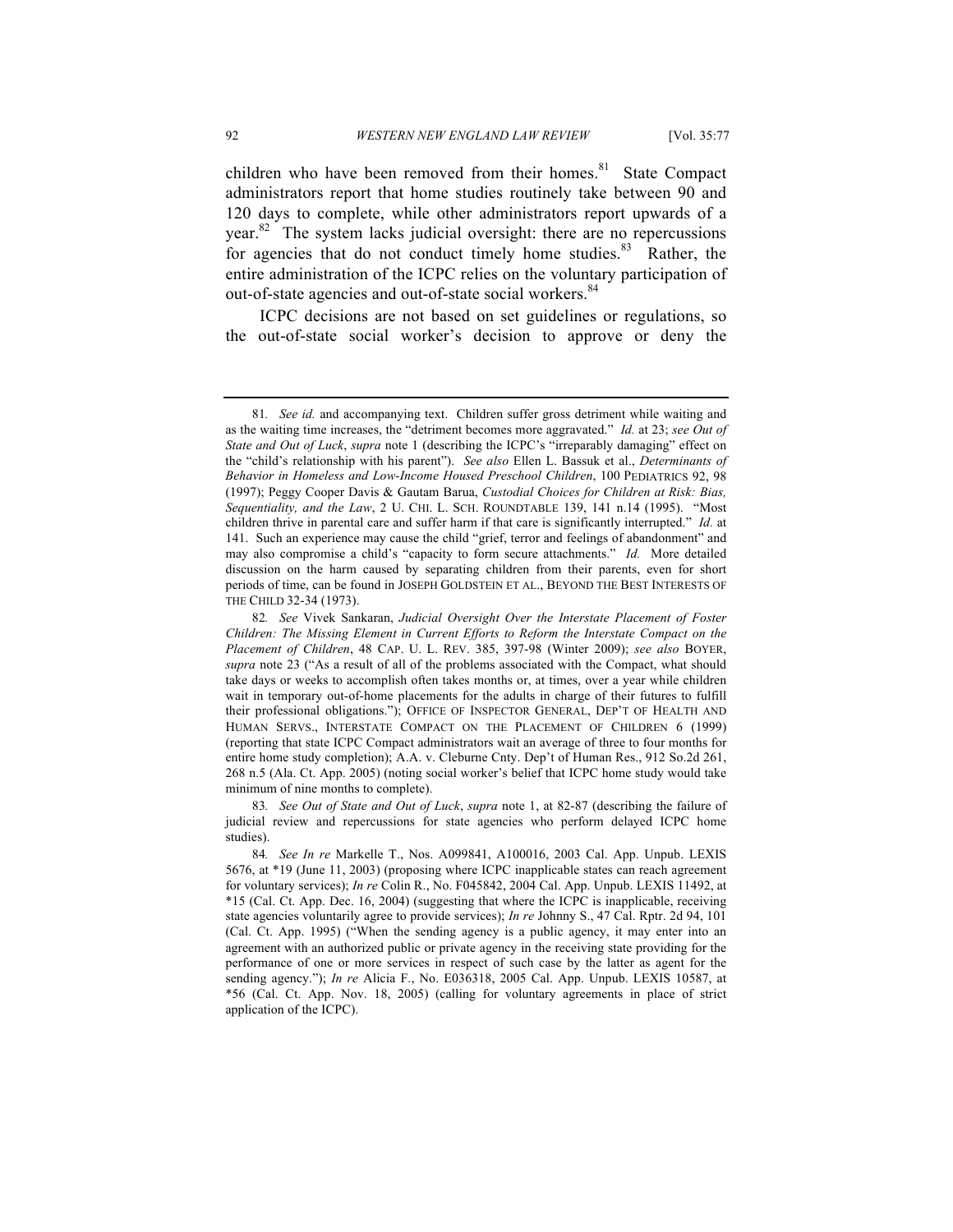children who have been removed from their homes.[81] State Compact administrators report that home studies routinely take between 90 and 120 days to complete, while other administrators report upwards of a year.[82] The system lacks judicial oversight: there are no repercussions for agencies that do not conduct timely home studies.[83] Rather, the entire administration of the ICPC relies on the voluntary participation of out-of-state agencies and out-of-state social workers.[84]

ICPC decisions are not based on set guidelines or regulations, so the out-of-state social worker's decision to approve or deny the

---

81. *See id.* and accompanying text. Children suffer gross detriment while waiting and as the waiting time increases, the "detriment becomes more aggravated." *Id.* at 23; *see Out of State and Out of Luck*, *supra* note 1 (describing the ICPC's "irreparably damaging" effect on the "child's relationship with his parent"). *See also* Ellen L. Bassuk et al., *Determinants of Behavior in Homeless and Low-Income Housed Preschool Children*, 100 PEDIATRICS 92, 98 (1997); Peggy Cooper Davis & Gautam Barua, *Custodial Choices for Children at Risk: Bias, Sequentiality, and the Law*, 2 U. CHI. L. SCH. ROUNDTABLE 139, 141 n.14 (1995). "Most children thrive in parental care and suffer harm if that care is significantly interrupted." *Id.* at 141. Such an experience may cause the child "grief, terror and feelings of abandonment" and may also compromise a child's "capacity to form secure attachments." *Id.* More detailed discussion on the harm caused by separating children from their parents, even for short periods of time, can be found in JOSEPH GOLDSTEIN ET AL., BEYOND THE BEST INTERESTS OF THE CHILD 32-34 (1973).

82. *See* Vivek Sankaran, *Judicial Oversight Over the Interstate Placement of Foster Children: The Missing Element in Current Efforts to Reform the Interstate Compact on the Placement of Children*, 48 CAP. U. L. REV. 385, 397-98 (Winter 2009); *see also* BOYER, *supra* note 23 ("As a result of all of the problems associated with the Compact, what should take days or weeks to accomplish often takes months or, at times, over a year while children wait in temporary out-of-home placements for the adults in charge of their futures to fulfill their professional obligations."); OFFICE OF INSPECTOR GENERAL, DEP'T OF HEALTH AND HUMAN SERVS., INTERSTATE COMPACT ON THE PLACEMENT OF CHILDREN 6 (1999) (reporting that state ICPC Compact administrators wait an average of three to four months for entire home study completion); A.A. v. Cleburne Cnty. Dep't of Human Res., 912 So.2d 261, 268 n.5 (Ala. Ct. App. 2005) (noting social worker's belief that ICPC home study would take minimum of nine months to complete).

83. *See Out of State and Out of Luck*, *supra* note 1, at 82-87 (describing the failure of judicial review and repercussions for state agencies who perform delayed ICPC home studies).

84. *See In re* Markelle T., Nos. A099841, A100016, 2003 Cal. App. Unpub. LEXIS 5676, at *19 (June 11, 2003) (proposing where ICPC inapplicable states can reach agreement for voluntary services); *In re* Colin R., No. F045842, 2004 Cal. App. Unpub. LEXIS 11492, at *15 (Cal. Ct. App. Dec. 16, 2004) (suggesting that where the ICPC is inapplicable, receiving state agencies voluntarily agree to provide services); *In re* Johnny S., 47 Cal. Rptr. 2d 94, 101 (Cal. Ct. App. 1995) ("When the sending agency is a public agency, it may enter into an agreement with an authorized public or private agency in the receiving state providing for the performance of one or more services in respect of such case by the latter as agent for the sending agency."); *In re* Alicia F., No. E036318, 2005 Cal. App. Unpub. LEXIS 10587, at *56 (Cal. Ct. App. Nov. 18, 2005) (calling for voluntary agreements in place of strict application of the ICPC).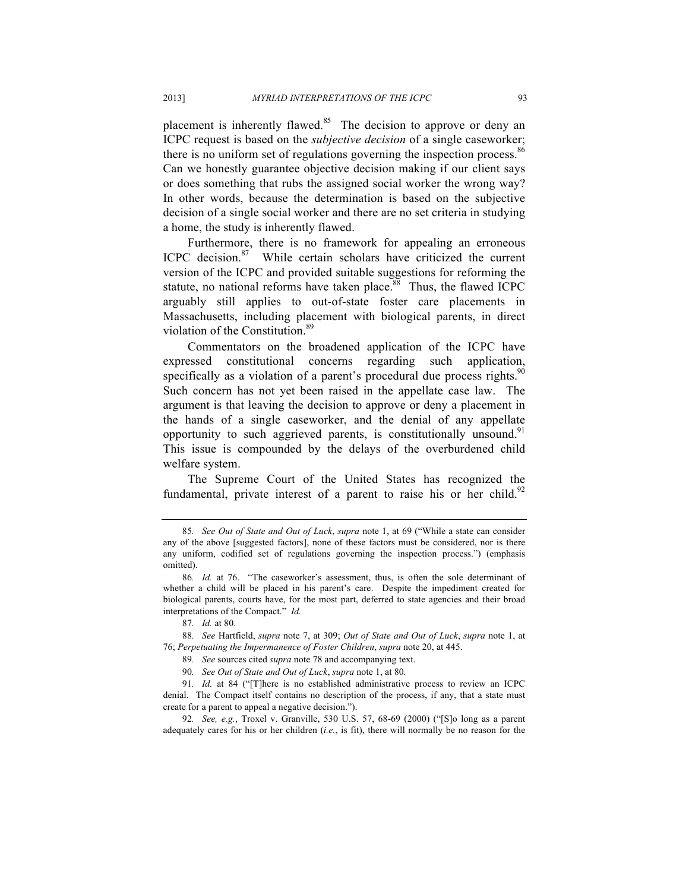placement is inherently flawed.[85] The decision to approve or deny an ICPC request is based on the *subjective decision* of a single caseworker; there is no uniform set of regulations governing the inspection process.[86] Can we honestly guarantee objective decision making if our client says or does something that rubs the assigned social worker the wrong way? In other words, because the determination is based on the subjective decision of a single social worker and there are no set criteria in studying a home, the study is inherently flawed.

Furthermore, there is no framework for appealing an erroneous ICPC decision.[87] While certain scholars have criticized the current version of the ICPC and provided suitable suggestions for reforming the statute, no national reforms have taken place.[88] Thus, the flawed ICPC arguably still applies to out-of-state foster care placements in Massachusetts, including placement with biological parents, in direct violation of the Constitution.[89]

Commentators on the broadened application of the ICPC have expressed constitutional concerns regarding such application, specifically as a violation of a parent's procedural due process rights.[90] Such concern has not yet been raised in the appellate case law. The argument is that leaving the decision to approve or deny a placement in the hands of a single caseworker, and the denial of any appellate opportunity to such aggrieved parents, is constitutionally unsound.[91] This issue is compounded by the delays of the overburdened child welfare system.

The Supreme Court of the United States has recognized the fundamental, private interest of a parent to raise his or her child.[92]

---

85. *See Out of State and Out of Luck*, *supra* note 1, at 69 ("While a state can consider any of the above [suggested factors], none of these factors must be considered, nor is there any uniform, codified set of regulations governing the inspection process.") (emphasis omitted).

86. *Id.* at 76. "The caseworker's assessment, thus, is often the sole determinant of whether a child will be placed in his parent's care. Despite the impediment created for biological parents, courts have, for the most part, deferred to state agencies and their broad interpretations of the Compact." *Id.*

87. *Id.* at 80.

88. *See* Hartfield, *supra* note 7, at 309; *Out of State and Out of Luck*, *supra* note 1, at 76; *Perpetuating the Impermanence of Foster Children*, *supra* note 20, at 445.

89. *See* sources cited *supra* note 78 and accompanying text.

90. *See Out of State and Out of Luck*, *supra* note 1, at 80.

91. *Id.* at 84 ("[T]here is no established administrative process to review an ICPC denial. The Compact itself contains no description of the process, if any, that a state must create for a parent to appeal a negative decision.").

92. *See, e.g.*, Troxel v. Granville, 530 U.S. 57, 68-69 (2000) ("[S]o long as a parent adequately cares for his or her children (*i.e.*, is fit), there will normally be no reason for the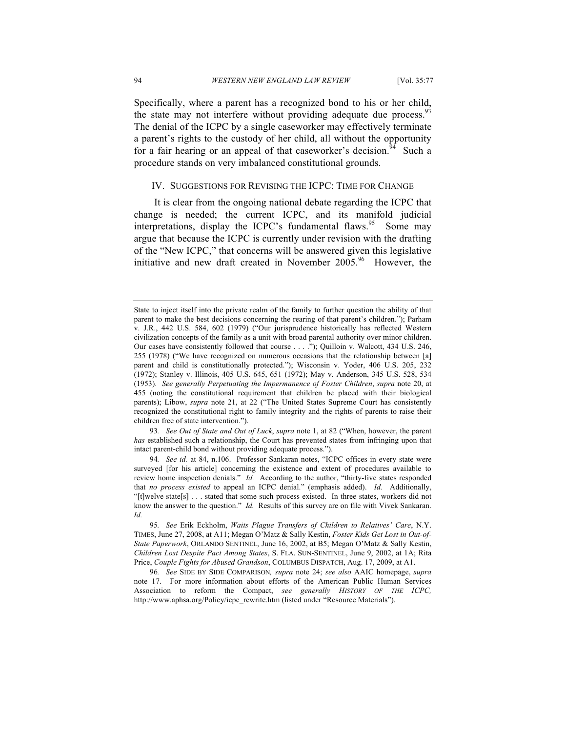Specifically, where a parent has a recognized bond to his or her child, the state may not interfere without providing adequate due process.[93] The denial of the ICPC by a single caseworker may effectively terminate a parent's rights to the custody of her child, all without the opportunity for a fair hearing or an appeal of that caseworker's decision.[94] Such a procedure stands on very imbalanced constitutional grounds.

## IV. SUGGESTIONS FOR REVISING THE ICPC: TIME FOR CHANGE

It is clear from the ongoing national debate regarding the ICPC that change is needed; the current ICPC, and its manifold judicial interpretations, display the ICPC's fundamental flaws.[95] Some may argue that because the ICPC is currently under revision with the drafting of the "New ICPC," that concerns will be answered given this legislative initiative and new draft created in November 2005.[96] However, the

---

State to inject itself into the private realm of the family to further question the ability of that parent to make the best decisions concerning the rearing of that parent's children."); Parham v. J.R., 442 U.S. 584, 602 (1979) ("Our jurisprudence historically has reflected Western civilization concepts of the family as a unit with broad parental authority over minor children. Our cases have consistently followed that course . . . ."); Quilloin v. Walcott, 434 U.S. 246, 255 (1978) ("We have recognized on numerous occasions that the relationship between [a] parent and child is constitutionally protected."); Wisconsin v. Yoder, 406 U.S. 205, 232 (1972); Stanley v. Illinois, 405 U.S. 645, 651 (1972); May v. Anderson, 345 U.S. 528, 534 (1953). *See generally Perpetuating the Impermanence of Foster Children*, *supra* note 20, at 455 (noting the constitutional requirement that children be placed with their biological parents); Libow, *supra* note 21, at 22 ("The United States Supreme Court has consistently recognized the constitutional right to family integrity and the rights of parents to raise their children free of state intervention.").

93. *See Out of State and Out of Luck*, *supra* note 1, at 82 ("When, however, the parent *has* established such a relationship, the Court has prevented states from infringing upon that intact parent-child bond without providing adequate process.").

94. *See id.* at 84, n.106. Professor Sankaran notes, "ICPC offices in every state were surveyed [for his article] concerning the existence and extent of procedures available to review home inspection denials." *Id.* According to the author, "thirty-five states responded that *no process existed* to appeal an ICPC denial." (emphasis added). *Id.* Additionally, "[t]welve state[s] . . . stated that some such process existed. In three states, workers did not know the answer to the question." *Id.* Results of this survey are on file with Vivek Sankaran. *Id.*

95. *See* Erik Eckholm, *Waits Plague Transfers of Children to Relatives' Care*, N.Y. TIMES, June 27, 2008, at A11; Megan O'Matz & Sally Kestin, *Foster Kids Get Lost in Out-of-State Paperwork*, ORLANDO SENTINEL, June 16, 2002, at B5; Megan O'Matz & Sally Kestin, *Children Lost Despite Pact Among States*, S. FLA. SUN-SENTINEL, June 9, 2002, at 1A; Rita Price, *Couple Fights for Abused Grandson*, COLUMBUS DISPATCH, Aug. 17, 2009, at A1.

96. *See* SIDE BY SIDE COMPARISON, *supra* note 24; *see also* AAIC homepage, *supra* note 17. For more information about efforts of the American Public Human Services Association to reform the Compact, *see generally HISTORY OF THE ICPC,* http://www.aphsa.org/Policy/icpc_rewrite.htm (listed under "Resource Materials").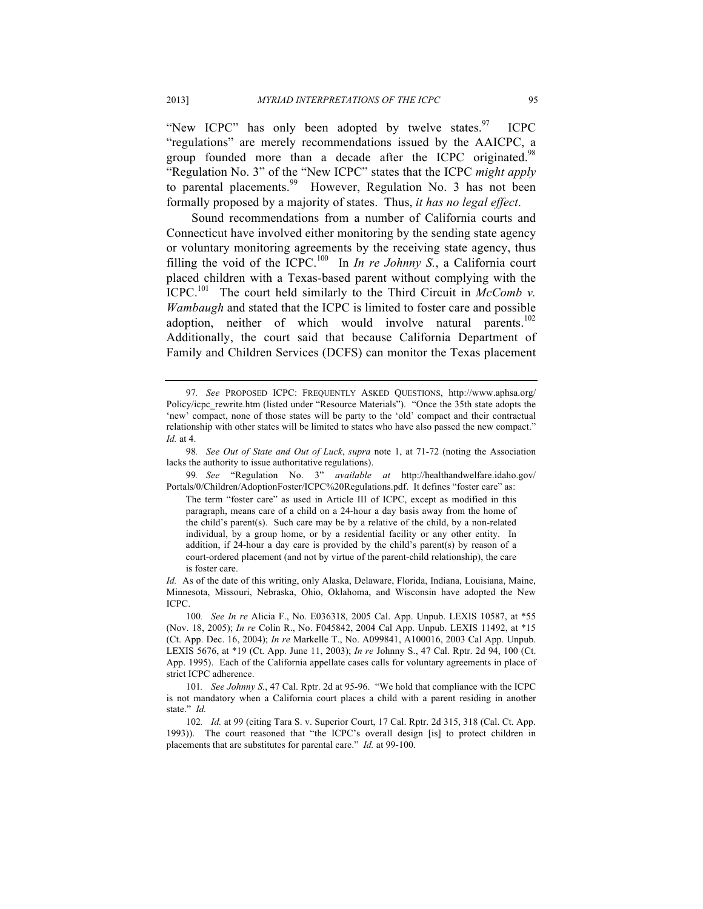"New ICPC" has only been adopted by twelve states.[97] ICPC "regulations" are merely recommendations issued by the AAICPC, a group founded more than a decade after the ICPC originated.[98] "Regulation No. 3" of the "New ICPC" states that the ICPC *might apply* to parental placements.[99] However, Regulation No. 3 has not been formally proposed by a majority of states. Thus, *it has no legal effect*.

Sound recommendations from a number of California courts and Connecticut have involved either monitoring by the sending state agency or voluntary monitoring agreements by the receiving state agency, thus filling the void of the ICPC.[100] In *In re Johnny S.*, a California court placed children with a Texas-based parent without complying with the ICPC.[101] The court held similarly to the Third Circuit in *McComb v. Wambaugh* and stated that the ICPC is limited to foster care and possible adoption, neither of which would involve natural parents.[102] Additionally, the court said that because California Department of Family and Children Services (DCFS) can monitor the Texas placement

---

97. *See* PROPOSED ICPC: FREQUENTLY ASKED QUESTIONS, http://www.aphsa.org/Policy/icpc_rewrite.htm (listed under "Resource Materials"). "Once the 35th state adopts the 'new' compact, none of those states will be party to the 'old' compact and their contractual relationship with other states will be limited to states who have also passed the new compact." *Id.* at 4.

98. *See Out of State and Out of Luck*, *supra* note 1, at 71-72 (noting the Association lacks the authority to issue authoritative regulations).

99. *See* "Regulation No. 3" *available at* http://healthandwelfare.idaho.gov/Portals/0/Children/AdoptionFoster/ICPC%20Regulations.pdf. It defines "foster care" as:

> The term "foster care" as used in Article III of ICPC, except as modified in this paragraph, means care of a child on a 24-hour a day basis away from the home of the child's parent(s). Such care may be by a relative of the child, by a non-related individual, by a group home, or by a residential facility or any other entity. In addition, if 24-hour a day care is provided by the child's parent(s) by reason of a court-ordered placement (and not by virtue of the parent-child relationship), the care is foster care.

*Id.* As of the date of this writing, only Alaska, Delaware, Florida, Indiana, Louisiana, Maine, Minnesota, Missouri, Nebraska, Ohio, Oklahoma, and Wisconsin have adopted the New ICPC.

100. *See In re* Alicia F., No. E036318, 2005 Cal. App. Unpub. LEXIS 10587, at *55 (Nov. 18, 2005); *In re* Colin R., No. F045842, 2004 Cal App. Unpub. LEXIS 11492, at *15 (Ct. App. Dec. 16, 2004); *In re* Markelle T., No. A099841, A100016, 2003 Cal App. Unpub. LEXIS 5676, at *19 (Ct. App. June 11, 2003); *In re* Johnny S., 47 Cal. Rptr. 2d 94, 100 (Ct. App. 1995). Each of the California appellate cases calls for voluntary agreements in place of strict ICPC adherence.

101. *See Johnny S.*, 47 Cal. Rptr. 2d at 95-96. "We hold that compliance with the ICPC is not mandatory when a California court places a child with a parent residing in another state." *Id.*

102. *Id.* at 99 (citing Tara S. v. Superior Court, 17 Cal. Rptr. 2d 315, 318 (Cal. Ct. App. 1993)). The court reasoned that "the ICPC's overall design [is] to protect children in placements that are substitutes for parental care." *Id.* at 99-100.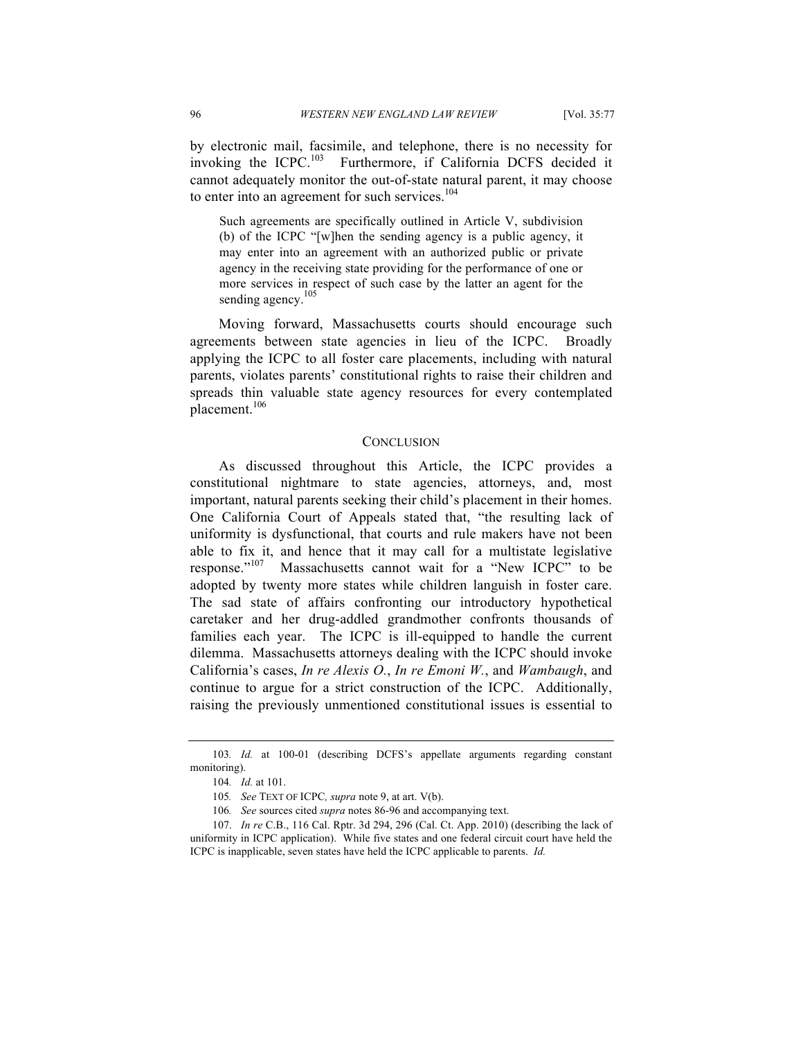by electronic mail, facsimile, and telephone, there is no necessity for invoking the ICPC.[103] Furthermore, if California DCFS decided it cannot adequately monitor the out-of-state natural parent, it may choose to enter into an agreement for such services.[104]

> Such agreements are specifically outlined in Article V, subdivision (b) of the ICPC "[w]hen the sending agency is a public agency, it may enter into an agreement with an authorized public or private agency in the receiving state providing for the performance of one or more services in respect of such case by the latter an agent for the sending agency.[105]

Moving forward, Massachusetts courts should encourage such agreements between state agencies in lieu of the ICPC. Broadly applying the ICPC to all foster care placements, including with natural parents, violates parents' constitutional rights to raise their children and spreads thin valuable state agency resources for every contemplated placement.[106]

## CONCLUSION

As discussed throughout this Article, the ICPC provides a constitutional nightmare to state agencies, attorneys, and, most important, natural parents seeking their child's placement in their homes. One California Court of Appeals stated that, "the resulting lack of uniformity is dysfunctional, that courts and rule makers have not been able to fix it, and hence that it may call for a multistate legislative response."[107] Massachusetts cannot wait for a "New ICPC" to be adopted by twenty more states while children languish in foster care. The sad state of affairs confronting our introductory hypothetical caretaker and her drug-addled grandmother confronts thousands of families each year. The ICPC is ill-equipped to handle the current dilemma. Massachusetts attorneys dealing with the ICPC should invoke California's cases, *In re Alexis O.*, *In re Emoni W.*, and *Wambaugh*, and continue to argue for a strict construction of the ICPC. Additionally, raising the previously unmentioned constitutional issues is essential to

---

103. *Id.* at 100-01 (describing DCFS's appellate arguments regarding constant monitoring).

104. *Id.* at 101.

105. *See* TEXT OF ICPC, *supra* note 9, at art. V(b).

106. *See* sources cited *supra* notes 86-96 and accompanying text.

107. *In re* C.B., 116 Cal. Rptr. 3d 294, 296 (Cal. Ct. App. 2010) (describing the lack of uniformity in ICPC application). While five states and one federal circuit court have held the ICPC is inapplicable, seven states have held the ICPC applicable to parents. *Id.*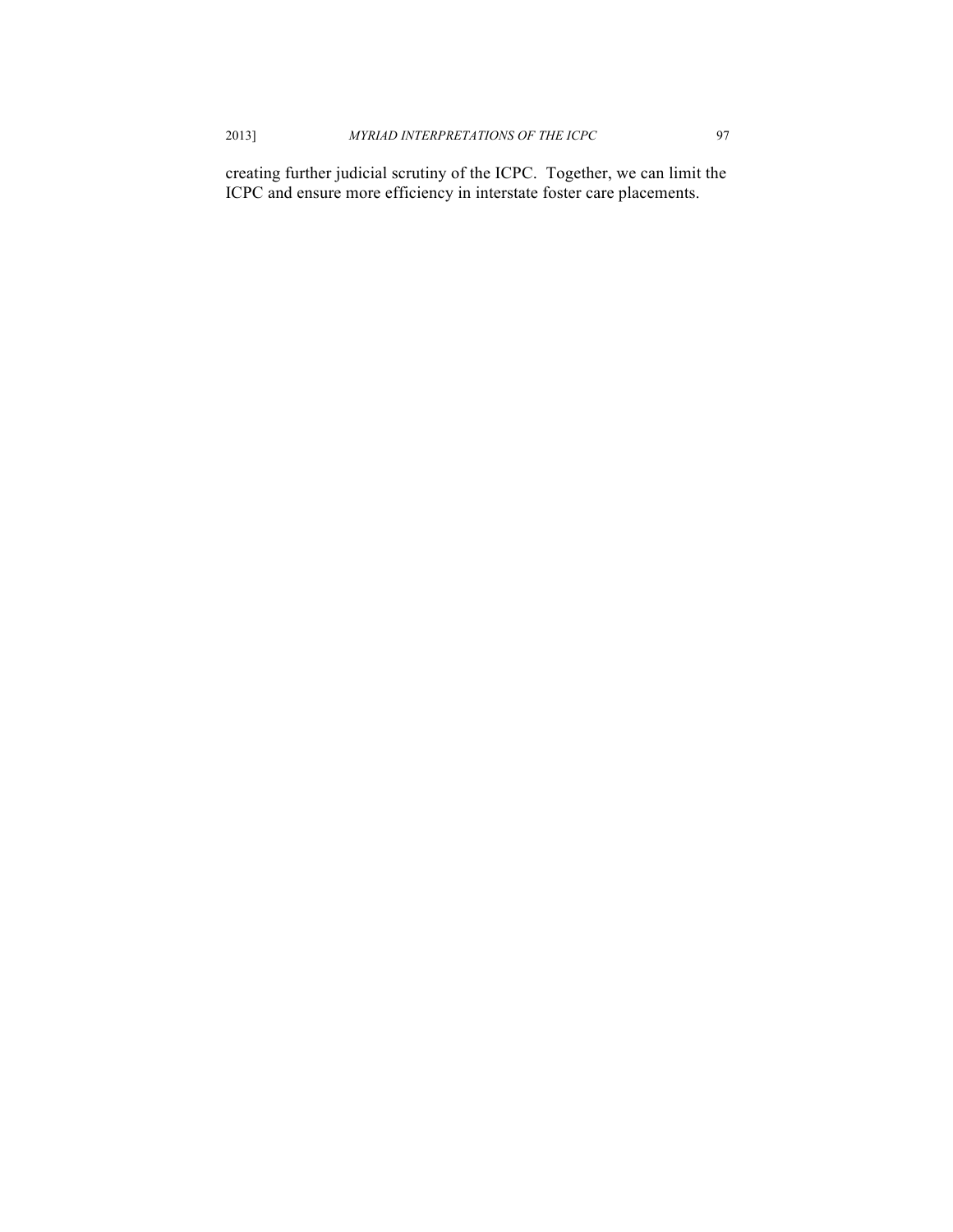creating further judicial scrutiny of the ICPC. Together, we can limit the ICPC and ensure more efficiency in interstate foster care placements.